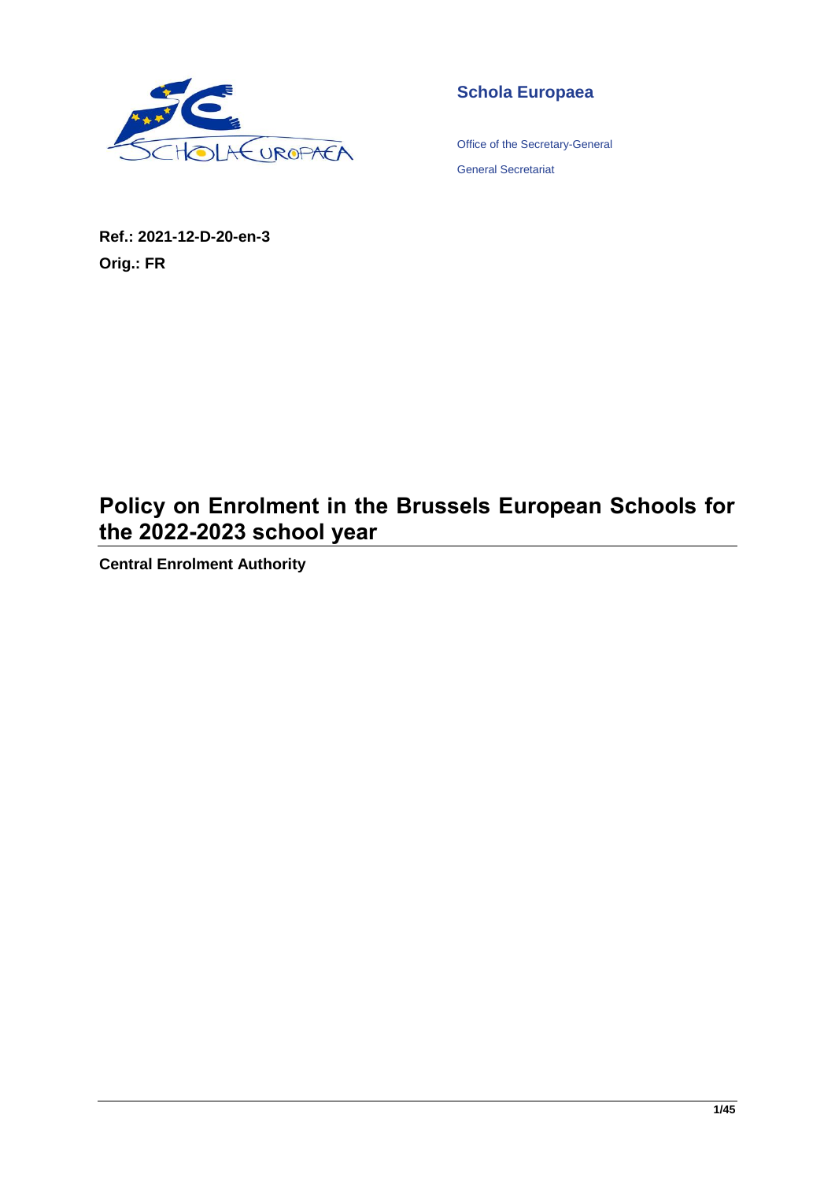**Schola Europaea**

Office of the Secretary-General

General Secretariat

**Ref.: 2021-12-D-20-en-3**

**Orig.: FR**

# Policy on Enrolment in the Brussels European Schools for the 2022-2023 school year

**Central Enrolment Authority**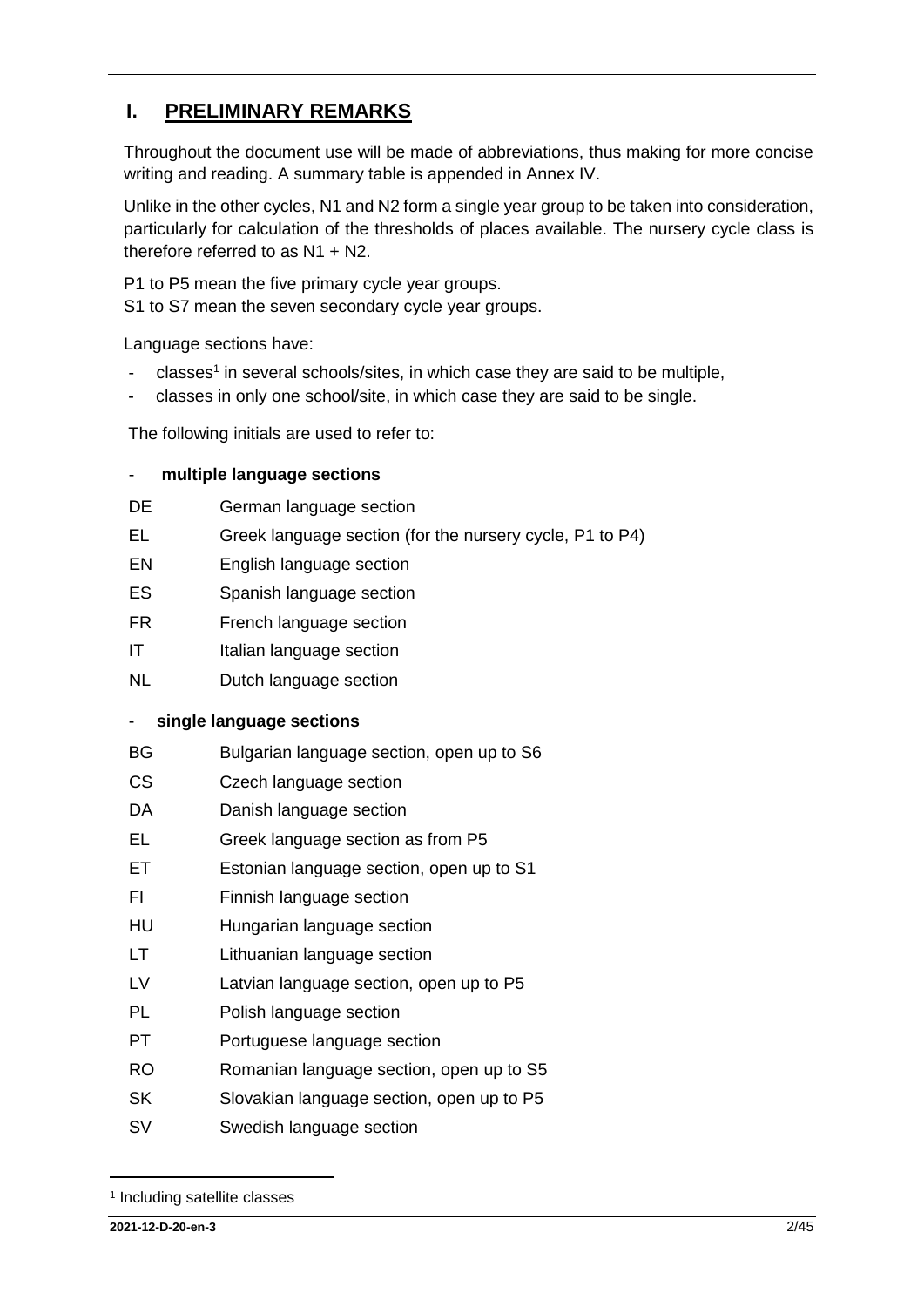## I. PRELIMINARY REMARKS

Throughout the document use will be made of abbreviations, thus making for more concise writing and reading. A summary table is appended in Annex IV.

Unlike in the other cycles, N1 and N2 form a single year group to be taken into consideration, particularly for calculation of the thresholds of places available. The nursery cycle class is therefore referred to as N1 + N2.

P1 to P5 mean the five primary cycle year groups.
S1 to S7 mean the seven secondary cycle year groups.

Language sections have:

- classes[1] in several schools/sites, in which case they are said to be multiple,
- classes in only one school/site, in which case they are said to be single.

The following initials are used to refer to:

- **multiple language sections**

| | |
|---|---|
| DE | German language section |
| EL | Greek language section (for the nursery cycle, P1 to P4) |
| EN | English language section |
| ES | Spanish language section |
| FR | French language section |
| IT | Italian language section |
| NL | Dutch language section |

- **single language sections**

| | |
|---|---|
| BG | Bulgarian language section, open up to S6 |
| CS | Czech language section |
| DA | Danish language section |
| EL | Greek language section as from P5 |
| ET | Estonian language section, open up to S1 |
| FI | Finnish language section |
| HU | Hungarian language section |
| LT | Lithuanian language section |
| LV | Latvian language section, open up to P5 |
| PL | Polish language section |
| PT | Portuguese language section |
| RO | Romanian language section, open up to S5 |
| SK | Slovakian language section, open up to P5 |
| SV | Swedish language section |

[1] Including satellite classes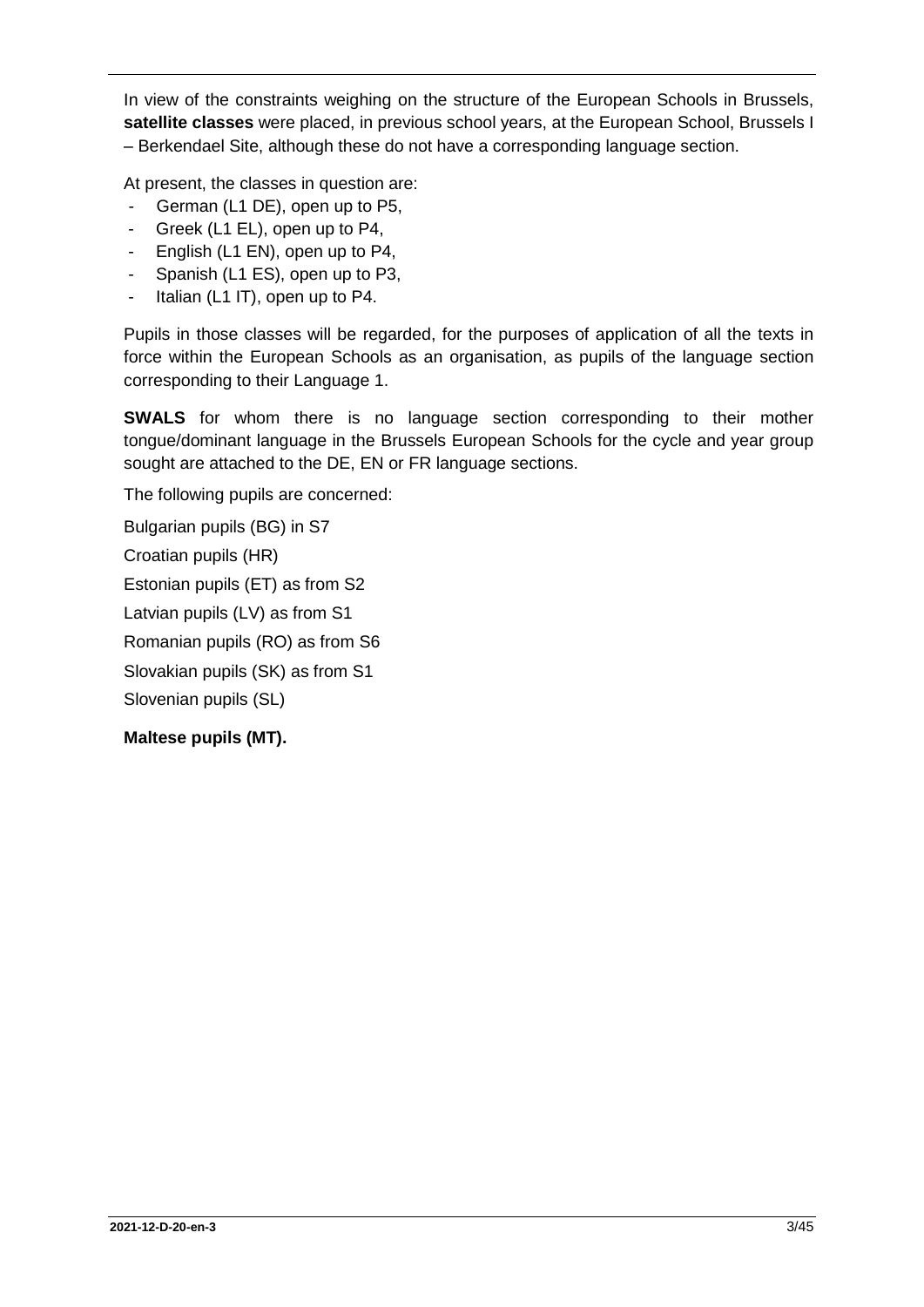In view of the constraints weighing on the structure of the European Schools in Brussels, **satellite classes** were placed, in previous school years, at the European School, Brussels I – Berkendael Site, although these do not have a corresponding language section.

At present, the classes in question are:

- German (L1 DE), open up to P5,
- Greek (L1 EL), open up to P4,
- English (L1 EN), open up to P4,
- Spanish (L1 ES), open up to P3,
- Italian (L1 IT), open up to P4.

Pupils in those classes will be regarded, for the purposes of application of all the texts in force within the European Schools as an organisation, as pupils of the language section corresponding to their Language 1.

**SWALS** for whom there is no language section corresponding to their mother tongue/dominant language in the Brussels European Schools for the cycle and year group sought are attached to the DE, EN or FR language sections.

The following pupils are concerned:

Bulgarian pupils (BG) in S7

Croatian pupils (HR)

Estonian pupils (ET) as from S2

Latvian pupils (LV) as from S1

Romanian pupils (RO) as from S6

Slovakian pupils (SK) as from S1

Slovenian pupils (SL)

**Maltese pupils (MT).**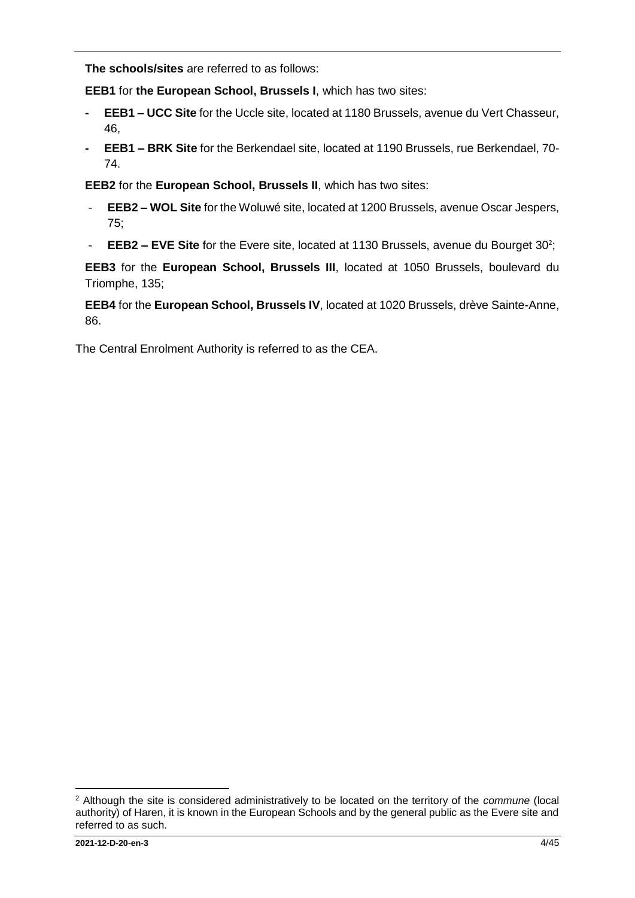**The schools/sites** are referred to as follows:

**EEB1** for **the European School, Brussels I**, which has two sites:

- **EEB1 – UCC Site** for the Uccle site, located at 1180 Brussels, avenue du Vert Chasseur, 46,
- **EEB1 – BRK Site** for the Berkendael site, located at 1190 Brussels, rue Berkendael, 70-74.

**EEB2** for the **European School, Brussels II**, which has two sites:

- **EEB2 – WOL Site** for the Woluwé site, located at 1200 Brussels, avenue Oscar Jespers, 75;
- **EEB2 – EVE Site** for the Evere site, located at 1130 Brussels, avenue du Bourget 30[2];

**EEB3** for the **European School, Brussels III**, located at 1050 Brussels, boulevard du Triomphe, 135;

**EEB4** for the **European School, Brussels IV**, located at 1020 Brussels, drève Sainte-Anne, 86.

The Central Enrolment Authority is referred to as the CEA.

[2] Although the site is considered administratively to be located on the territory of the *commune* (local authority) of Haren, it is known in the European Schools and by the general public as the Evere site and referred to as such.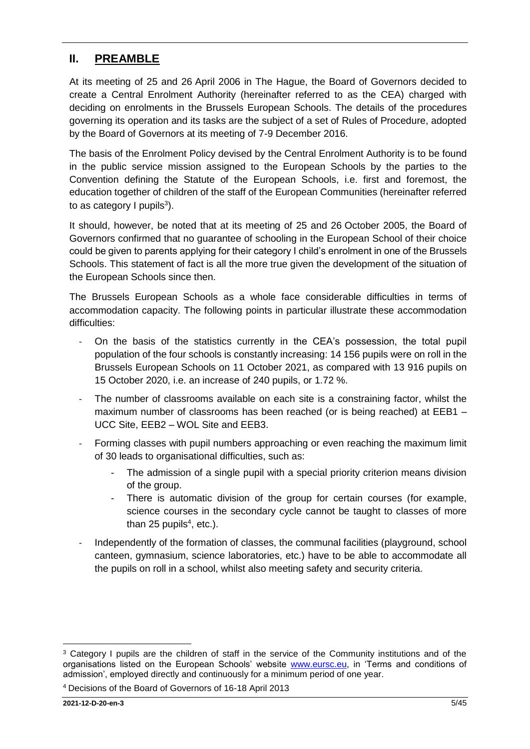## II. PREAMBLE

At its meeting of 25 and 26 April 2006 in The Hague, the Board of Governors decided to create a Central Enrolment Authority (hereinafter referred to as the CEA) charged with deciding on enrolments in the Brussels European Schools. The details of the procedures governing its operation and its tasks are the subject of a set of Rules of Procedure, adopted by the Board of Governors at its meeting of 7-9 December 2016.

The basis of the Enrolment Policy devised by the Central Enrolment Authority is to be found in the public service mission assigned to the European Schools by the parties to the Convention defining the Statute of the European Schools, i.e. first and foremost, the education together of children of the staff of the European Communities (hereinafter referred to as category I pupils[3]).

It should, however, be noted that at its meeting of 25 and 26 October 2005, the Board of Governors confirmed that no guarantee of schooling in the European School of their choice could be given to parents applying for their category I child's enrolment in one of the Brussels Schools. This statement of fact is all the more true given the development of the situation of the European Schools since then.

The Brussels European Schools as a whole face considerable difficulties in terms of accommodation capacity. The following points in particular illustrate these accommodation difficulties:

- On the basis of the statistics currently in the CEA's possession, the total pupil population of the four schools is constantly increasing: 14 156 pupils were on roll in the Brussels European Schools on 11 October 2021, as compared with 13 916 pupils on 15 October 2020, i.e. an increase of 240 pupils, or 1.72 %.
- The number of classrooms available on each site is a constraining factor, whilst the maximum number of classrooms has been reached (or is being reached) at EEB1 – UCC Site, EEB2 – WOL Site and EEB3.
- Forming classes with pupil numbers approaching or even reaching the maximum limit of 30 leads to organisational difficulties, such as:
    - The admission of a single pupil with a special priority criterion means division of the group.
    - There is automatic division of the group for certain courses (for example, science courses in the secondary cycle cannot be taught to classes of more than 25 pupils[4], etc.).
- Independently of the formation of classes, the communal facilities (playground, school canteen, gymnasium, science laboratories, etc.) have to be able to accommodate all the pupils on roll in a school, whilst also meeting safety and security criteria.

---

[3] Category I pupils are the children of staff in the service of the Community institutions and of the organisations listed on the European Schools' website www.eursc.eu, in 'Terms and conditions of admission', employed directly and continuously for a minimum period of one year.

[4] Decisions of the Board of Governors of 16-18 April 2013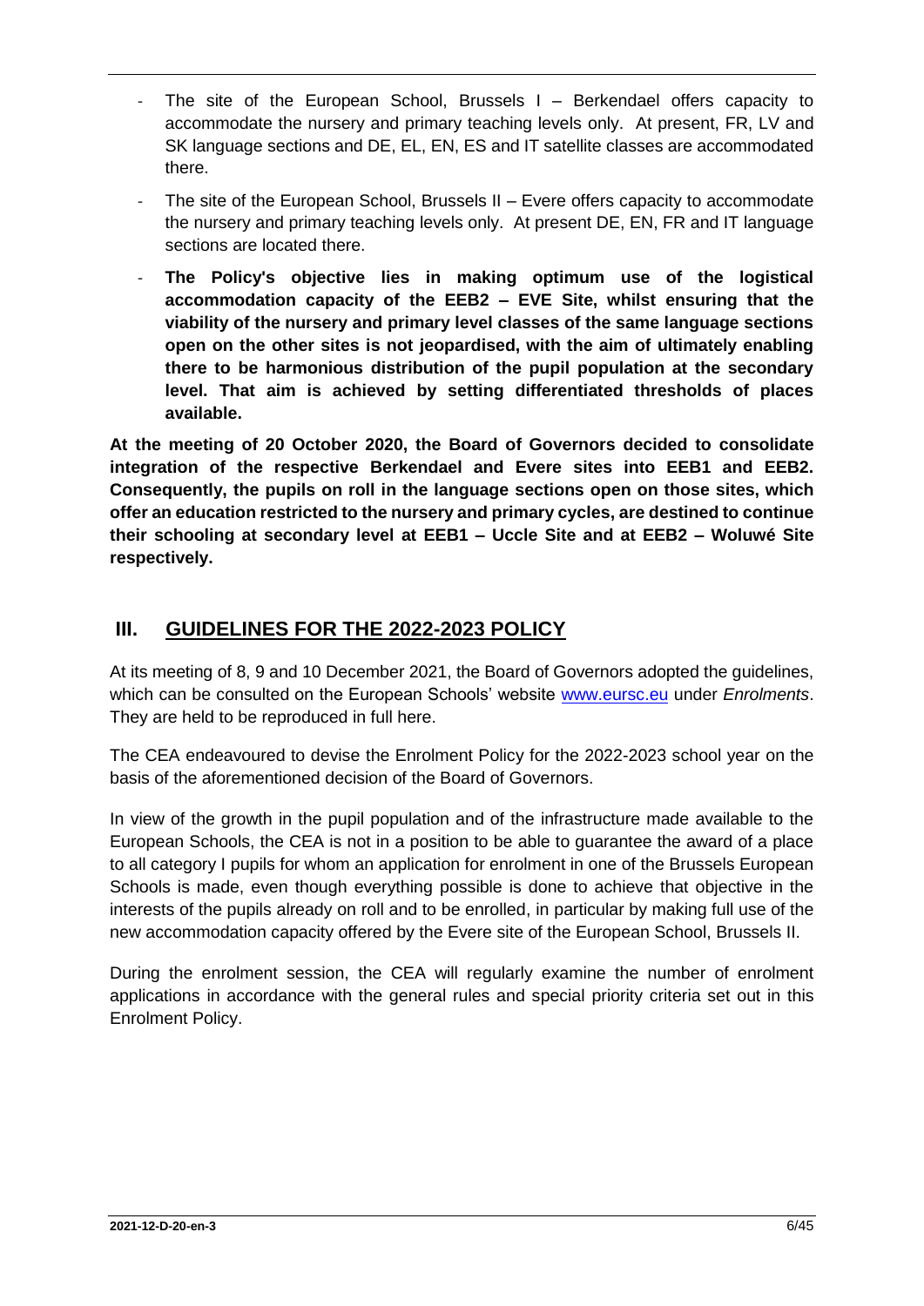- The site of the European School, Brussels I – Berkendael offers capacity to accommodate the nursery and primary teaching levels only. At present, FR, LV and SK language sections and DE, EL, EN, ES and IT satellite classes are accommodated there.
- The site of the European School, Brussels II – Evere offers capacity to accommodate the nursery and primary teaching levels only. At present DE, EN, FR and IT language sections are located there.
- **The Policy's objective lies in making optimum use of the logistical accommodation capacity of the EEB2 – EVE Site, whilst ensuring that the viability of the nursery and primary level classes of the same language sections open on the other sites is not jeopardised, with the aim of ultimately enabling there to be harmonious distribution of the pupil population at the secondary level. That aim is achieved by setting differentiated thresholds of places available.**

**At the meeting of 20 October 2020, the Board of Governors decided to consolidate integration of the respective Berkendael and Evere sites into EEB1 and EEB2. Consequently, the pupils on roll in the language sections open on those sites, which offer an education restricted to the nursery and primary cycles, are destined to continue their schooling at secondary level at EEB1 – Uccle Site and at EEB2 – Woluwé Site respectively.**

## III. GUIDELINES FOR THE 2022-2023 POLICY

At its meeting of 8, 9 and 10 December 2021, the Board of Governors adopted the guidelines, which can be consulted on the European Schools' website www.eursc.eu under *Enrolments*. They are held to be reproduced in full here.

The CEA endeavoured to devise the Enrolment Policy for the 2022-2023 school year on the basis of the aforementioned decision of the Board of Governors.

In view of the growth in the pupil population and of the infrastructure made available to the European Schools, the CEA is not in a position to be able to guarantee the award of a place to all category I pupils for whom an application for enrolment in one of the Brussels European Schools is made, even though everything possible is done to achieve that objective in the interests of the pupils already on roll and to be enrolled, in particular by making full use of the new accommodation capacity offered by the Evere site of the European School, Brussels II.

During the enrolment session, the CEA will regularly examine the number of enrolment applications in accordance with the general rules and special priority criteria set out in this Enrolment Policy.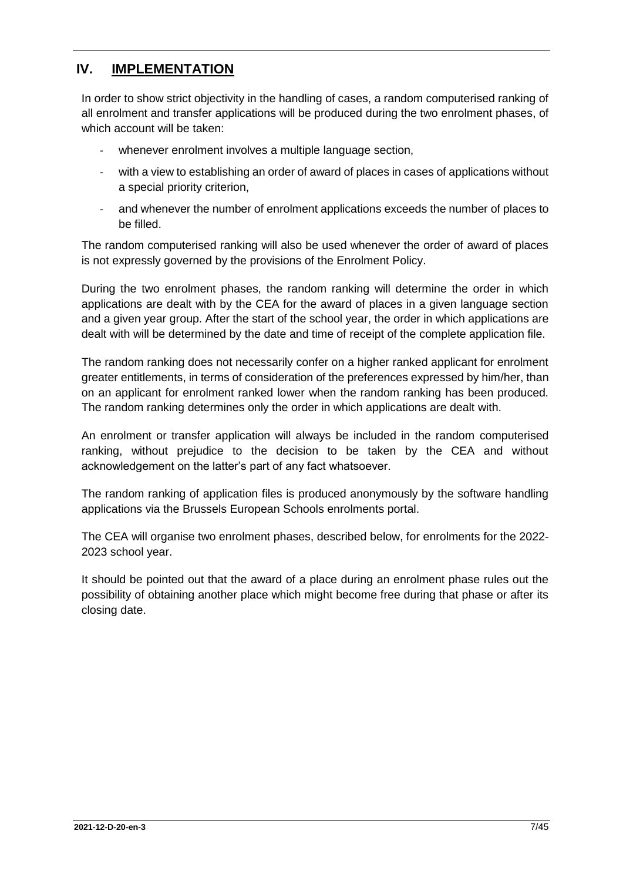## IV. IMPLEMENTATION

In order to show strict objectivity in the handling of cases, a random computerised ranking of all enrolment and transfer applications will be produced during the two enrolment phases, of which account will be taken:

- whenever enrolment involves a multiple language section,
- with a view to establishing an order of award of places in cases of applications without a special priority criterion,
- and whenever the number of enrolment applications exceeds the number of places to be filled.

The random computerised ranking will also be used whenever the order of award of places is not expressly governed by the provisions of the Enrolment Policy.

During the two enrolment phases, the random ranking will determine the order in which applications are dealt with by the CEA for the award of places in a given language section and a given year group. After the start of the school year, the order in which applications are dealt with will be determined by the date and time of receipt of the complete application file.

The random ranking does not necessarily confer on a higher ranked applicant for enrolment greater entitlements, in terms of consideration of the preferences expressed by him/her, than on an applicant for enrolment ranked lower when the random ranking has been produced. The random ranking determines only the order in which applications are dealt with.

An enrolment or transfer application will always be included in the random computerised ranking, without prejudice to the decision to be taken by the CEA and without acknowledgement on the latter's part of any fact whatsoever.

The random ranking of application files is produced anonymously by the software handling applications via the Brussels European Schools enrolments portal.

The CEA will organise two enrolment phases, described below, for enrolments for the 2022-2023 school year.

It should be pointed out that the award of a place during an enrolment phase rules out the possibility of obtaining another place which might become free during that phase or after its closing date.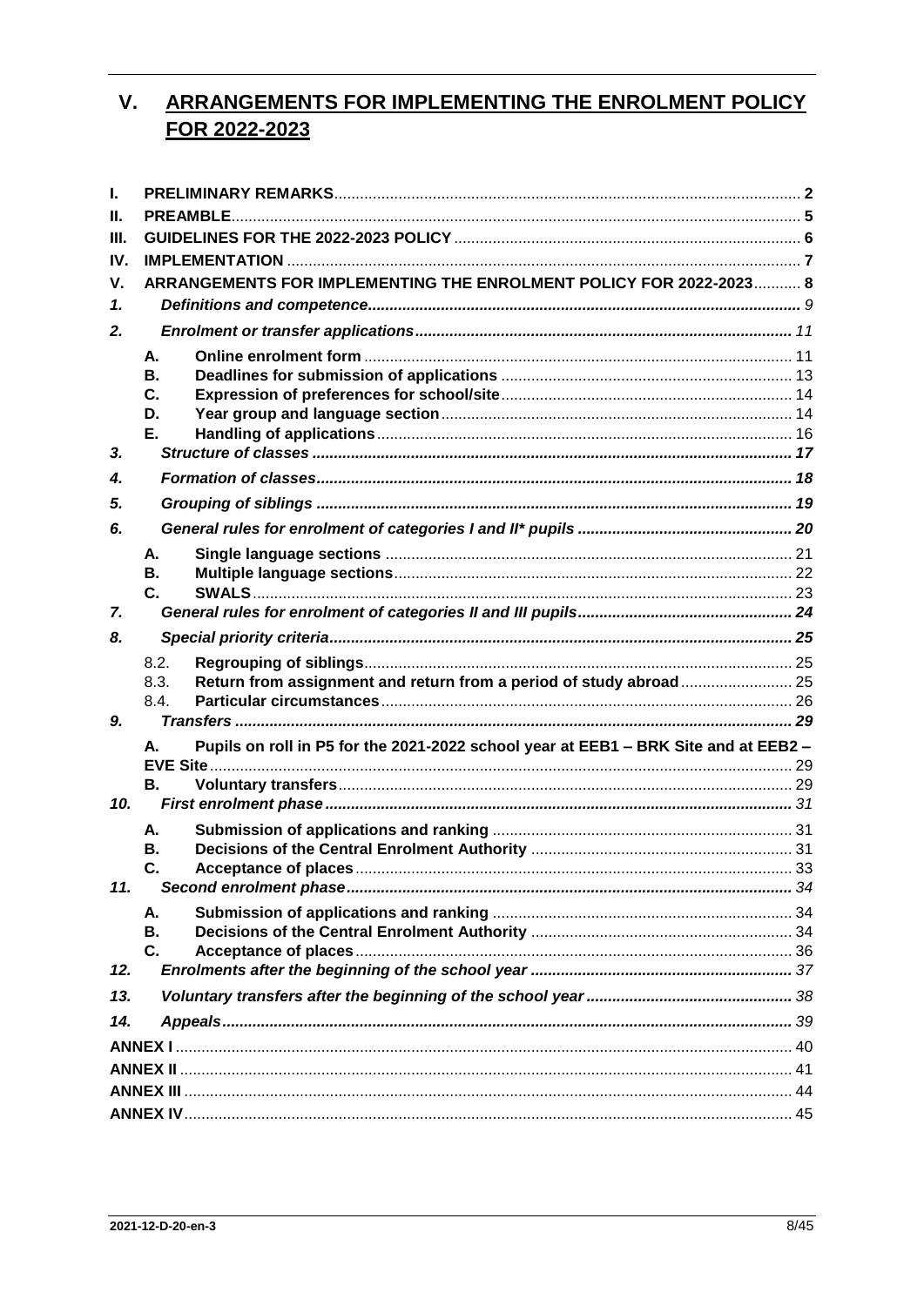# V. ARRANGEMENTS FOR IMPLEMENTING THE ENROLMENT POLICY FOR 2022-2023

| | | | |
|---|---|---|---|
| **I.** | **PRELIMINARY REMARKS** | | **2** |
| **II.** | **PREAMBLE** | | **5** |
| **III.** | **GUIDELINES FOR THE 2022-2023 POLICY** | | **6** |
| **IV.** | **IMPLEMENTATION** | | **7** |
| **V.** | **ARRANGEMENTS FOR IMPLEMENTING THE ENROLMENT POLICY FOR 2022-2023** | | **8** |
| ***1.*** | ***Definitions and competence*** | | *9* |
| ***2.*** | ***Enrolment or transfer applications*** | | *11* |
| | **A.** | **Online enrolment form** | 11 |
| | **B.** | **Deadlines for submission of applications** | 13 |
| | **C.** | **Expression of preferences for school/site** | 14 |
| | **D.** | **Year group and language section** | 14 |
| | **E.** | **Handling of applications** | 16 |
| ***3.*** | ***Structure of classes*** | | *17* |
| ***4.*** | ***Formation of classes*** | | *18* |
| ***5.*** | ***Grouping of siblings*** | | *19* |
| ***6.*** | ***General rules for enrolment of categories I and II\* pupils*** | | *20* |
| | **A.** | **Single language sections** | 21 |
| | **B.** | **Multiple language sections** | 22 |
| | **C.** | **SWALS** | 23 |
| ***7.*** | ***General rules for enrolment of categories II and III pupils*** | | *24* |
| ***8.*** | ***Special priority criteria*** | | *25* |
| | 8.2. | **Regrouping of siblings** | 25 |
| | 8.3. | **Return from assignment and return from a period of study abroad** | 25 |
| | 8.4. | **Particular circumstances** | 26 |
| ***9.*** | ***Transfers*** | | *29* |
| | **A.** | **Pupils on roll in P5 for the 2021-2022 school year at EEB1 – BRK Site and at EEB2 – EVE Site** | 29 |
| | **B.** | **Voluntary transfers** | 29 |
| ***10.*** | ***First enrolment phase*** | | *31* |
| | **A.** | **Submission of applications and ranking** | 31 |
| | **B.** | **Decisions of the Central Enrolment Authority** | 31 |
| | **C.** | **Acceptance of places** | 33 |
| ***11.*** | ***Second enrolment phase*** | | *34* |
| | **A.** | **Submission of applications and ranking** | 34 |
| | **B.** | **Decisions of the Central Enrolment Authority** | 34 |
| | **C.** | **Acceptance of places** | 36 |
| ***12.*** | ***Enrolments after the beginning of the school year*** | | *37* |
| ***13.*** | ***Voluntary transfers after the beginning of the school year*** | | *38* |
| ***14.*** | ***Appeals*** | | *39* |
| **ANNEX I** | | | 40 |
| **ANNEX II** | | | 41 |
| **ANNEX III** | | | 44 |
| **ANNEX IV** | | | 45 |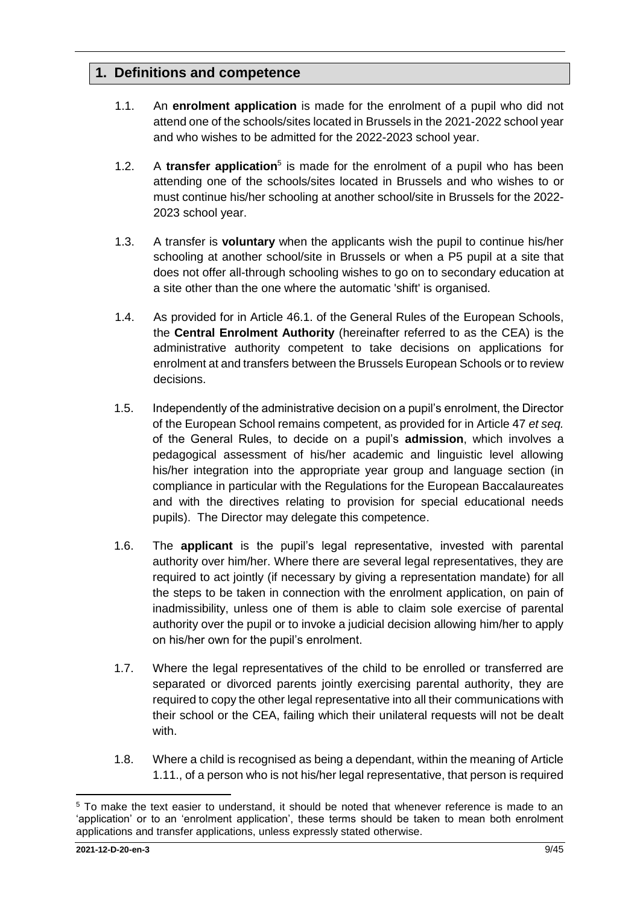## 1. Definitions and competence

1.1. An **enrolment application** is made for the enrolment of a pupil who did not attend one of the schools/sites located in Brussels in the 2021-2022 school year and who wishes to be admitted for the 2022-2023 school year.

1.2. A **transfer application**[5] is made for the enrolment of a pupil who has been attending one of the schools/sites located in Brussels and who wishes to or must continue his/her schooling at another school/site in Brussels for the 2022-2023 school year.

1.3. A transfer is **voluntary** when the applicants wish the pupil to continue his/her schooling at another school/site in Brussels or when a P5 pupil at a site that does not offer all-through schooling wishes to go on to secondary education at a site other than the one where the automatic 'shift' is organised.

1.4. As provided for in Article 46.1. of the General Rules of the European Schools, the **Central Enrolment Authority** (hereinafter referred to as the CEA) is the administrative authority competent to take decisions on applications for enrolment at and transfers between the Brussels European Schools or to review decisions.

1.5. Independently of the administrative decision on a pupil's enrolment, the Director of the European School remains competent, as provided for in Article 47 *et seq.* of the General Rules, to decide on a pupil's **admission**, which involves a pedagogical assessment of his/her academic and linguistic level allowing his/her integration into the appropriate year group and language section (in compliance in particular with the Regulations for the European Baccalaureates and with the directives relating to provision for special educational needs pupils). The Director may delegate this competence.

1.6. The **applicant** is the pupil's legal representative, invested with parental authority over him/her. Where there are several legal representatives, they are required to act jointly (if necessary by giving a representation mandate) for all the steps to be taken in connection with the enrolment application, on pain of inadmissibility, unless one of them is able to claim sole exercise of parental authority over the pupil or to invoke a judicial decision allowing him/her to apply on his/her own for the pupil's enrolment.

1.7. Where the legal representatives of the child to be enrolled or transferred are separated or divorced parents jointly exercising parental authority, they are required to copy the other legal representative into all their communications with their school or the CEA, failing which their unilateral requests will not be dealt with.

1.8. Where a child is recognised as being a dependant, within the meaning of Article 1.11., of a person who is not his/her legal representative, that person is required

[5] To make the text easier to understand, it should be noted that whenever reference is made to an 'application' or to an 'enrolment application', these terms should be taken to mean both enrolment applications and transfer applications, unless expressly stated otherwise.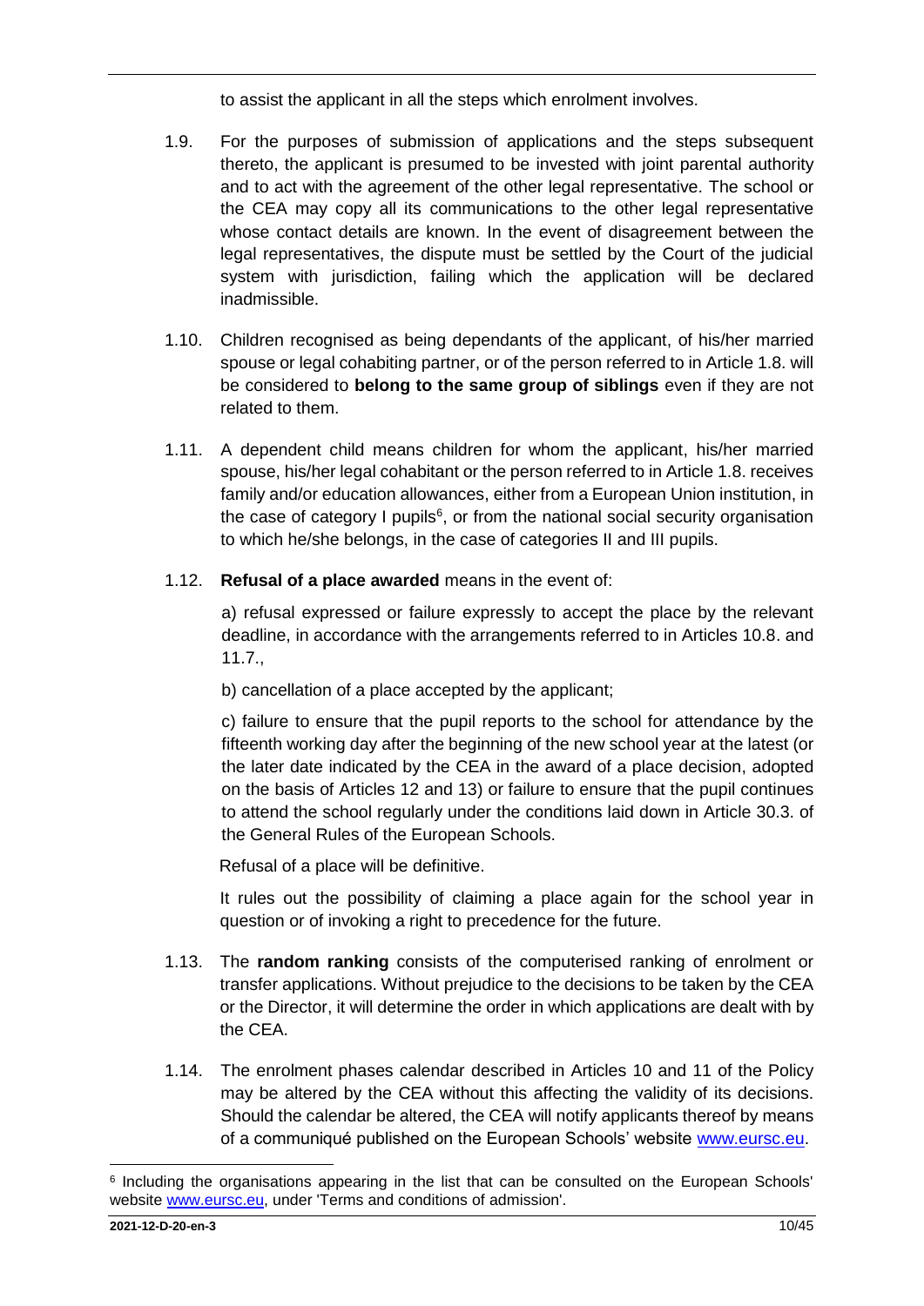to assist the applicant in all the steps which enrolment involves.

1.9. For the purposes of submission of applications and the steps subsequent thereto, the applicant is presumed to be invested with joint parental authority and to act with the agreement of the other legal representative. The school or the CEA may copy all its communications to the other legal representative whose contact details are known. In the event of disagreement between the legal representatives, the dispute must be settled by the Court of the judicial system with jurisdiction, failing which the application will be declared inadmissible.

1.10. Children recognised as being dependants of the applicant, of his/her married spouse or legal cohabiting partner, or of the person referred to in Article 1.8. will be considered to **belong to the same group of siblings** even if they are not related to them.

1.11. A dependent child means children for whom the applicant, his/her married spouse, his/her legal cohabitant or the person referred to in Article 1.8. receives family and/or education allowances, either from a European Union institution, in the case of category I pupils[6], or from the national social security organisation to which he/she belongs, in the case of categories II and III pupils.

1.12. **Refusal of a place awarded** means in the event of:

a) refusal expressed or failure expressly to accept the place by the relevant deadline, in accordance with the arrangements referred to in Articles 10.8. and 11.7.,

b) cancellation of a place accepted by the applicant;

c) failure to ensure that the pupil reports to the school for attendance by the fifteenth working day after the beginning of the new school year at the latest (or the later date indicated by the CEA in the award of a place decision, adopted on the basis of Articles 12 and 13) or failure to ensure that the pupil continues to attend the school regularly under the conditions laid down in Article 30.3. of the General Rules of the European Schools.

Refusal of a place will be definitive.

It rules out the possibility of claiming a place again for the school year in question or of invoking a right to precedence for the future.

1.13. The **random ranking** consists of the computerised ranking of enrolment or transfer applications. Without prejudice to the decisions to be taken by the CEA or the Director, it will determine the order in which applications are dealt with by the CEA.

1.14. The enrolment phases calendar described in Articles 10 and 11 of the Policy may be altered by the CEA without this affecting the validity of its decisions. Should the calendar be altered, the CEA will notify applicants thereof by means of a communiqué published on the European Schools' website www.eursc.eu.

---

[6] Including the organisations appearing in the list that can be consulted on the European Schools' website www.eursc.eu, under 'Terms and conditions of admission'.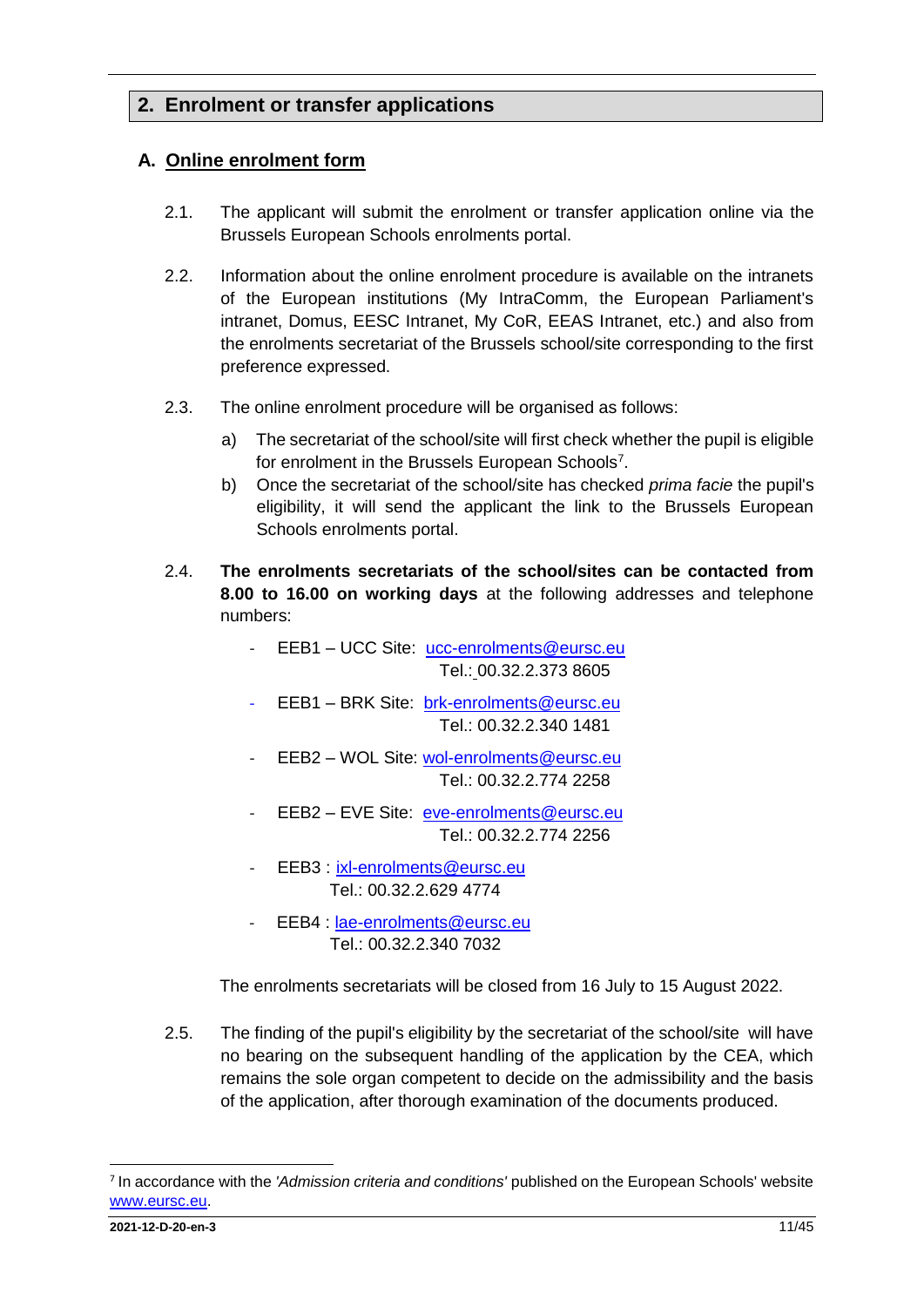## 2. Enrolment or transfer applications

### A. Online enrolment form

2.1. The applicant will submit the enrolment or transfer application online via the Brussels European Schools enrolments portal.

2.2. Information about the online enrolment procedure is available on the intranets of the European institutions (My IntraComm, the European Parliament's intranet, Domus, EESC Intranet, My CoR, EEAS Intranet, etc.) and also from the enrolments secretariat of the Brussels school/site corresponding to the first preference expressed.

2.3. The online enrolment procedure will be organised as follows:

a) The secretariat of the school/site will first check whether the pupil is eligible for enrolment in the Brussels European Schools[7].

b) Once the secretariat of the school/site has checked *prima facie* the pupil's eligibility, it will send the applicant the link to the Brussels European Schools enrolments portal.

2.4. **The enrolments secretariats of the school/sites can be contacted from 8.00 to 16.00 on working days** at the following addresses and telephone numbers:

- EEB1 – UCC Site: ucc-enrolments@eursc.eu
  Tel.: 00.32.2.373 8605
- EEB1 – BRK Site: brk-enrolments@eursc.eu
  Tel.: 00.32.2.340 1481
- EEB2 – WOL Site: wol-enrolments@eursc.eu
  Tel.: 00.32.2.774 2258
- EEB2 – EVE Site: eve-enrolments@eursc.eu
  Tel.: 00.32.2.774 2256
- EEB3 : ixl-enrolments@eursc.eu
  Tel.: 00.32.2.629 4774
- EEB4 : lae-enrolments@eursc.eu
  Tel.: 00.32.2.340 7032

The enrolments secretariats will be closed from 16 July to 15 August 2022.

2.5. The finding of the pupil's eligibility by the secretariat of the school/site will have no bearing on the subsequent handling of the application by the CEA, which remains the sole organ competent to decide on the admissibility and the basis of the application, after thorough examination of the documents produced.

---

[7] In accordance with the *'Admission criteria and conditions'* published on the European Schools' website www.eursc.eu.

2021-12-D-20-en-3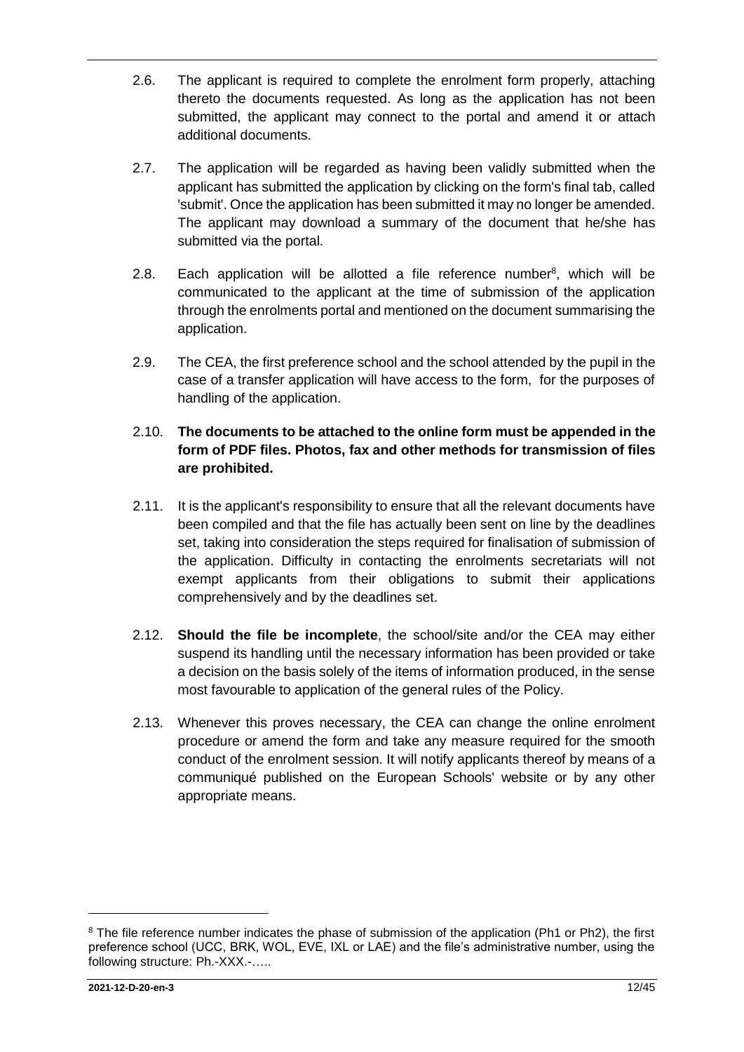2.6. The applicant is required to complete the enrolment form properly, attaching thereto the documents requested. As long as the application has not been submitted, the applicant may connect to the portal and amend it or attach additional documents.

2.7. The application will be regarded as having been validly submitted when the applicant has submitted the application by clicking on the form's final tab, called 'submit'. Once the application has been submitted it may no longer be amended. The applicant may download a summary of the document that he/she has submitted via the portal.

2.8. Each application will be allotted a file reference number[8], which will be communicated to the applicant at the time of submission of the application through the enrolments portal and mentioned on the document summarising the application.

2.9. The CEA, the first preference school and the school attended by the pupil in the case of a transfer application will have access to the form, for the purposes of handling of the application.

2.10. **The documents to be attached to the online form must be appended in the form of PDF files. Photos, fax and other methods for transmission of files are prohibited.**

2.11. It is the applicant's responsibility to ensure that all the relevant documents have been compiled and that the file has actually been sent on line by the deadlines set, taking into consideration the steps required for finalisation of submission of the application. Difficulty in contacting the enrolments secretariats will not exempt applicants from their obligations to submit their applications comprehensively and by the deadlines set.

2.12. **Should the file be incomplete**, the school/site and/or the CEA may either suspend its handling until the necessary information has been provided or take a decision on the basis solely of the items of information produced, in the sense most favourable to application of the general rules of the Policy.

2.13. Whenever this proves necessary, the CEA can change the online enrolment procedure or amend the form and take any measure required for the smooth conduct of the enrolment session. It will notify applicants thereof by means of a communiqué published on the European Schools' website or by any other appropriate means.

---

[8] The file reference number indicates the phase of submission of the application (Ph1 or Ph2), the first preference school (UCC, BRK, WOL, EVE, IXL or LAE) and the file's administrative number, using the following structure: Ph.-XXX.-…..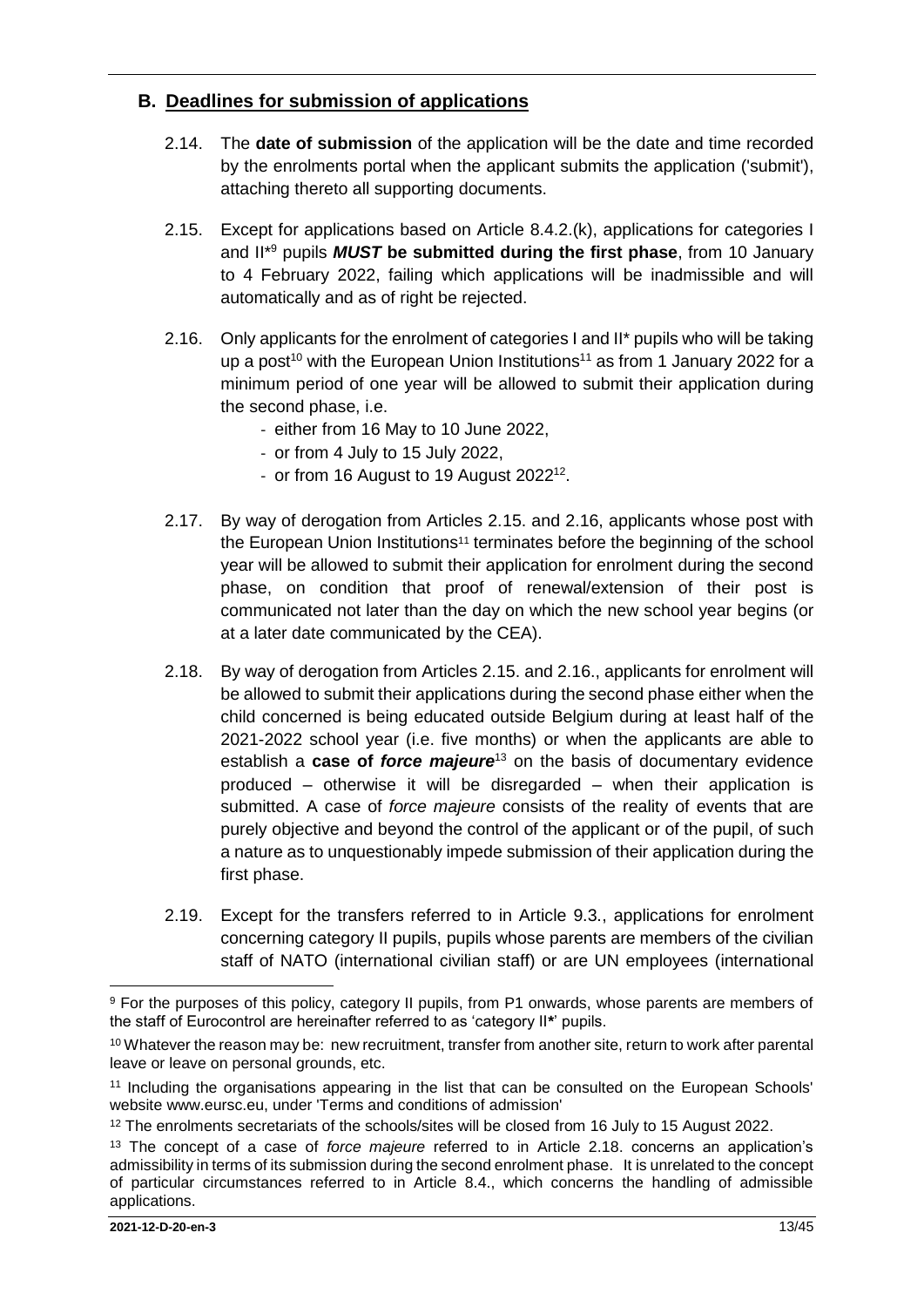## B. Deadlines for submission of applications

2.14. The **date of submission** of the application will be the date and time recorded by the enrolments portal when the applicant submits the application ('submit'), attaching thereto all supporting documents.

2.15. Except for applications based on Article 8.4.2.(k), applications for categories I and II*[9] pupils ***MUST* be submitted during the first phase**, from 10 January to 4 February 2022, failing which applications will be inadmissible and will automatically and as of right be rejected.

2.16. Only applicants for the enrolment of categories I and II* pupils who will be taking up a post[10] with the European Union Institutions[11] as from 1 January 2022 for a minimum period of one year will be allowed to submit their application during the second phase, i.e.

- either from 16 May to 10 June 2022,
- or from 4 July to 15 July 2022,
- or from 16 August to 19 August 2022[12].

2.17. By way of derogation from Articles 2.15. and 2.16, applicants whose post with the European Union Institutions[11] terminates before the beginning of the school year will be allowed to submit their application for enrolment during the second phase, on condition that proof of renewal/extension of their post is communicated not later than the day on which the new school year begins (or at a later date communicated by the CEA).

2.18. By way of derogation from Articles 2.15. and 2.16., applicants for enrolment will be allowed to submit their applications during the second phase either when the child concerned is being educated outside Belgium during at least half of the 2021-2022 school year (i.e. five months) or when the applicants are able to establish a **case of *force majeure***[13] on the basis of documentary evidence produced – otherwise it will be disregarded – when their application is submitted. A case of *force majeure* consists of the reality of events that are purely objective and beyond the control of the applicant or of the pupil, of such a nature as to unquestionably impede submission of their application during the first phase.

2.19. Except for the transfers referred to in Article 9.3., applications for enrolment concerning category II pupils, pupils whose parents are members of the civilian staff of NATO (international civilian staff) or are UN employees (international

---

[9] For the purposes of this policy, category II pupils, from P1 onwards, whose parents are members of the staff of Eurocontrol are hereinafter referred to as 'category II*' pupils.

[10] Whatever the reason may be: new recruitment, transfer from another site, return to work after parental leave or leave on personal grounds, etc.

[11] Including the organisations appearing in the list that can be consulted on the European Schools' website www.eursc.eu, under 'Terms and conditions of admission'

[12] The enrolments secretariats of the schools/sites will be closed from 16 July to 15 August 2022.

[13] The concept of a case of *force majeure* referred to in Article 2.18. concerns an application's admissibility in terms of its submission during the second enrolment phase. It is unrelated to the concept of particular circumstances referred to in Article 8.4., which concerns the handling of admissible applications.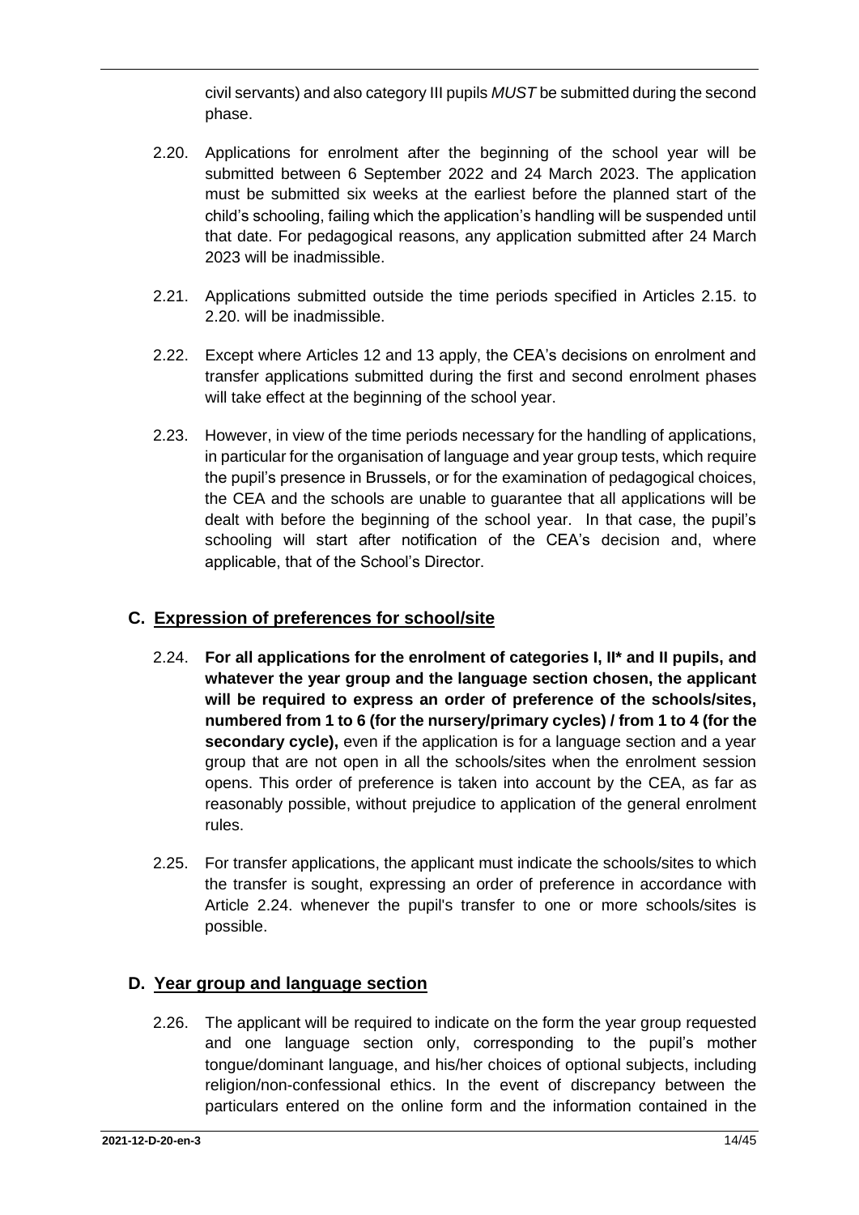civil servants) and also category III pupils *MUST* be submitted during the second phase.

2.20. Applications for enrolment after the beginning of the school year will be submitted between 6 September 2022 and 24 March 2023. The application must be submitted six weeks at the earliest before the planned start of the child's schooling, failing which the application's handling will be suspended until that date. For pedagogical reasons, any application submitted after 24 March 2023 will be inadmissible.

2.21. Applications submitted outside the time periods specified in Articles 2.15. to 2.20. will be inadmissible.

2.22. Except where Articles 12 and 13 apply, the CEA's decisions on enrolment and transfer applications submitted during the first and second enrolment phases will take effect at the beginning of the school year.

2.23. However, in view of the time periods necessary for the handling of applications, in particular for the organisation of language and year group tests, which require the pupil's presence in Brussels, or for the examination of pedagogical choices, the CEA and the schools are unable to guarantee that all applications will be dealt with before the beginning of the school year. In that case, the pupil's schooling will start after notification of the CEA's decision and, where applicable, that of the School's Director.

## C. Expression of preferences for school/site

2.24. **For all applications for the enrolment of categories I, II* and II pupils, and whatever the year group and the language section chosen, the applicant will be required to express an order of preference of the schools/sites, numbered from 1 to 6 (for the nursery/primary cycles) / from 1 to 4 (for the secondary cycle),** even if the application is for a language section and a year group that are not open in all the schools/sites when the enrolment session opens. This order of preference is taken into account by the CEA, as far as reasonably possible, without prejudice to application of the general enrolment rules.

2.25. For transfer applications, the applicant must indicate the schools/sites to which the transfer is sought, expressing an order of preference in accordance with Article 2.24. whenever the pupil's transfer to one or more schools/sites is possible.

## D. Year group and language section

2.26. The applicant will be required to indicate on the form the year group requested and one language section only, corresponding to the pupil's mother tongue/dominant language, and his/her choices of optional subjects, including religion/non-confessional ethics. In the event of discrepancy between the particulars entered on the online form and the information contained in the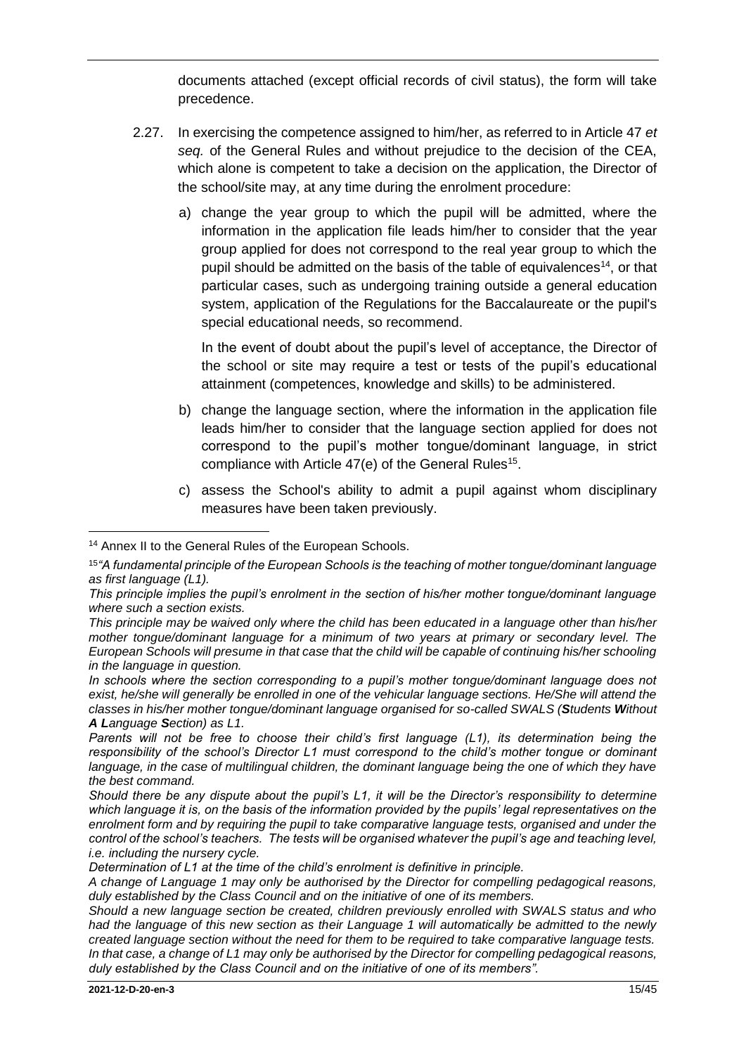documents attached (except official records of civil status), the form will take precedence.

2.27. In exercising the competence assigned to him/her, as referred to in Article 47 *et seq.* of the General Rules and without prejudice to the decision of the CEA, which alone is competent to take a decision on the application, the Director of the school/site may, at any time during the enrolment procedure:

a) change the year group to which the pupil will be admitted, where the information in the application file leads him/her to consider that the year group applied for does not correspond to the real year group to which the pupil should be admitted on the basis of the table of equivalences[14], or that particular cases, such as undergoing training outside a general education system, application of the Regulations for the Baccalaureate or the pupil's special educational needs, so recommend.

   In the event of doubt about the pupil's level of acceptance, the Director of the school or site may require a test or tests of the pupil's educational attainment (competences, knowledge and skills) to be administered.

b) change the language section, where the information in the application file leads him/her to consider that the language section applied for does not correspond to the pupil's mother tongue/dominant language, in strict compliance with Article 47(e) of the General Rules[15].

c) assess the School's ability to admit a pupil against whom disciplinary measures have been taken previously.

---

[14] Annex II to the General Rules of the European Schools.

[15] *"A fundamental principle of the European Schools is the teaching of mother tongue/dominant language as first language (L1).*

*This principle implies the pupil's enrolment in the section of his/her mother tongue/dominant language where such a section exists.*

*This principle may be waived only where the child has been educated in a language other than his/her mother tongue/dominant language for a minimum of two years at primary or secondary level. The European Schools will presume in that case that the child will be capable of continuing his/her schooling in the language in question.*

*In schools where the section corresponding to a pupil's mother tongue/dominant language does not exist, he/she will generally be enrolled in one of the vehicular language sections. He/She will attend the classes in his/her mother tongue/dominant language organised for so-called SWALS (**S**tudents **W**ithout **A L**anguage **S**ection) as L1.*

*Parents will not be free to choose their child's first language (L1), its determination being the responsibility of the school's Director L1 must correspond to the child's mother tongue or dominant language, in the case of multilingual children, the dominant language being the one of which they have the best command.*

*Should there be any dispute about the pupil's L1, it will be the Director's responsibility to determine which language it is, on the basis of the information provided by the pupils' legal representatives on the enrolment form and by requiring the pupil to take comparative language tests, organised and under the control of the school's teachers. The tests will be organised whatever the pupil's age and teaching level, i.e. including the nursery cycle.*

*Determination of L1 at the time of the child's enrolment is definitive in principle.*

*A change of Language 1 may only be authorised by the Director for compelling pedagogical reasons, duly established by the Class Council and on the initiative of one of its members.*

*Should a new language section be created, children previously enrolled with SWALS status and who had the language of this new section as their Language 1 will automatically be admitted to the newly created language section without the need for them to be required to take comparative language tests. In that case, a change of L1 may only be authorised by the Director for compelling pedagogical reasons, duly established by the Class Council and on the initiative of one of its members".*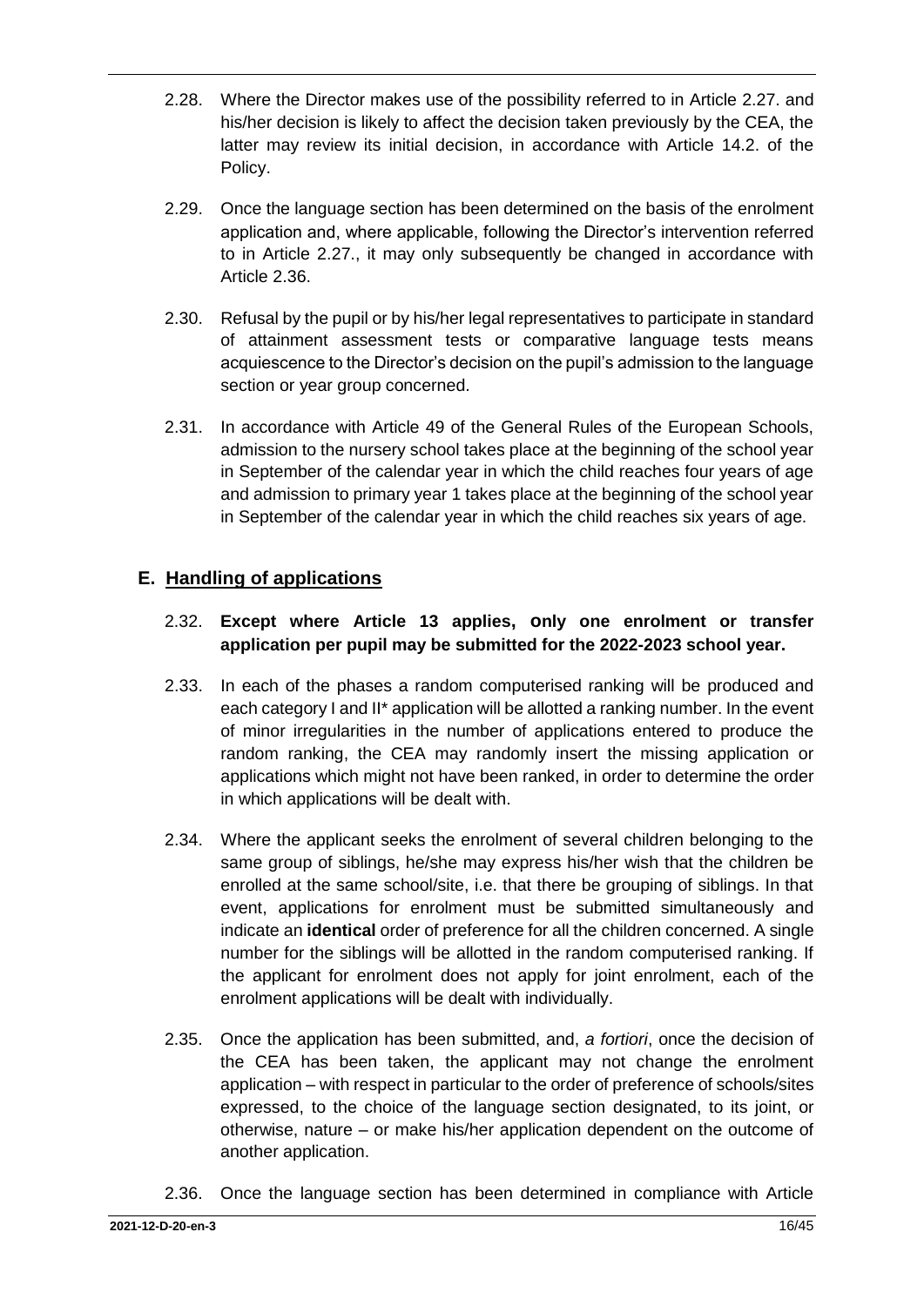2.28. Where the Director makes use of the possibility referred to in Article 2.27. and his/her decision is likely to affect the decision taken previously by the CEA, the latter may review its initial decision, in accordance with Article 14.2. of the Policy.

2.29. Once the language section has been determined on the basis of the enrolment application and, where applicable, following the Director's intervention referred to in Article 2.27., it may only subsequently be changed in accordance with Article 2.36.

2.30. Refusal by the pupil or by his/her legal representatives to participate in standard of attainment assessment tests or comparative language tests means acquiescence to the Director's decision on the pupil's admission to the language section or year group concerned.

2.31. In accordance with Article 49 of the General Rules of the European Schools, admission to the nursery school takes place at the beginning of the school year in September of the calendar year in which the child reaches four years of age and admission to primary year 1 takes place at the beginning of the school year in September of the calendar year in which the child reaches six years of age.

## E. Handling of applications

2.32. **Except where Article 13 applies, only one enrolment or transfer application per pupil may be submitted for the 2022-2023 school year.**

2.33. In each of the phases a random computerised ranking will be produced and each category I and II* application will be allotted a ranking number. In the event of minor irregularities in the number of applications entered to produce the random ranking, the CEA may randomly insert the missing application or applications which might not have been ranked, in order to determine the order in which applications will be dealt with.

2.34. Where the applicant seeks the enrolment of several children belonging to the same group of siblings, he/she may express his/her wish that the children be enrolled at the same school/site, i.e. that there be grouping of siblings. In that event, applications for enrolment must be submitted simultaneously and indicate an **identical** order of preference for all the children concerned. A single number for the siblings will be allotted in the random computerised ranking. If the applicant for enrolment does not apply for joint enrolment, each of the enrolment applications will be dealt with individually.

2.35. Once the application has been submitted, and, *a fortiori*, once the decision of the CEA has been taken, the applicant may not change the enrolment application – with respect in particular to the order of preference of schools/sites expressed, to the choice of the language section designated, to its joint, or otherwise, nature – or make his/her application dependent on the outcome of another application.

2.36. Once the language section has been determined in compliance with Article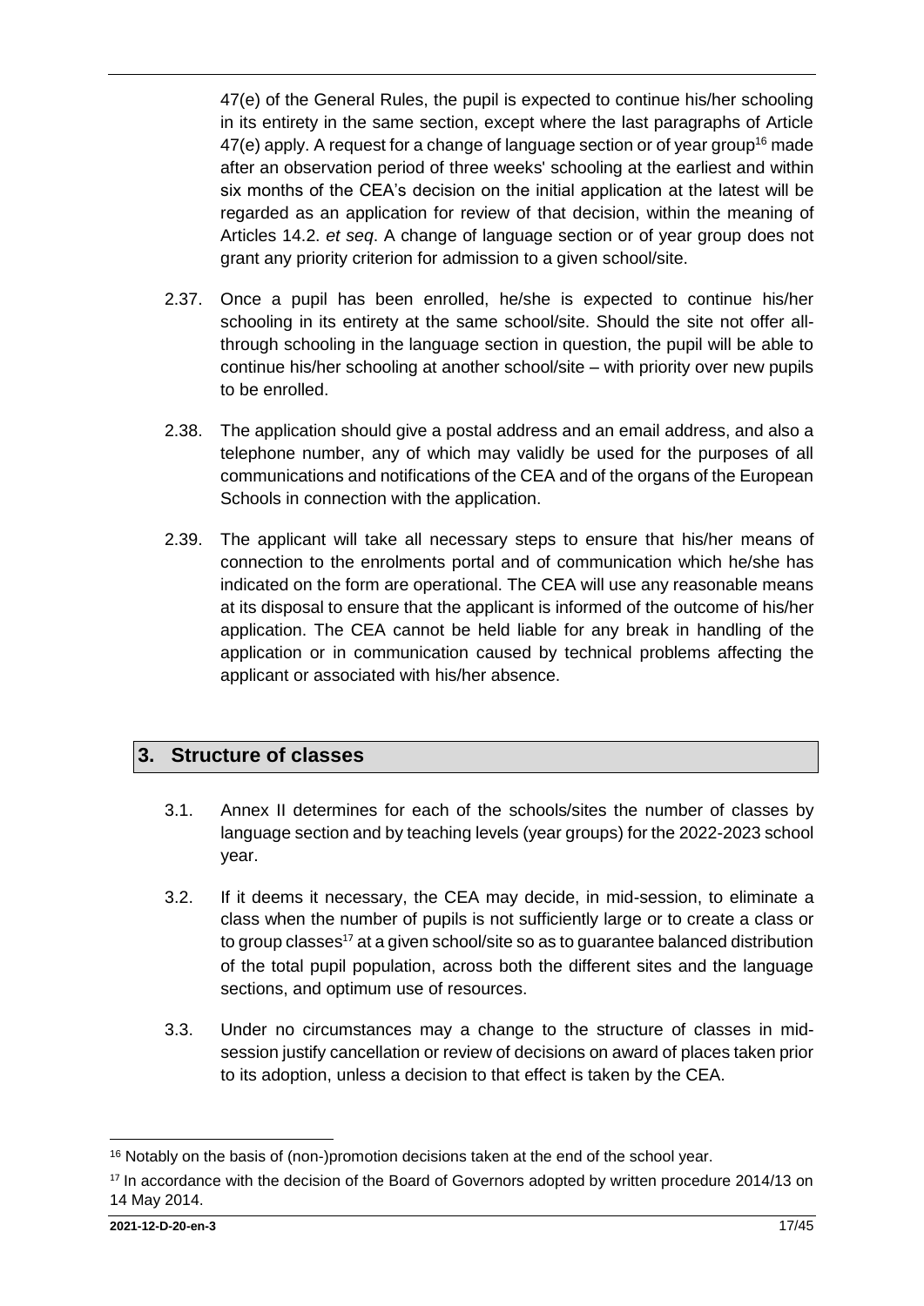47(e) of the General Rules, the pupil is expected to continue his/her schooling in its entirety in the same section, except where the last paragraphs of Article 47(e) apply. A request for a change of language section or of year group[16] made after an observation period of three weeks' schooling at the earliest and within six months of the CEA's decision on the initial application at the latest will be regarded as an application for review of that decision, within the meaning of Articles 14.2. *et seq*. A change of language section or of year group does not grant any priority criterion for admission to a given school/site.

2.37. Once a pupil has been enrolled, he/she is expected to continue his/her schooling in its entirety at the same school/site. Should the site not offer all-through schooling in the language section in question, the pupil will be able to continue his/her schooling at another school/site – with priority over new pupils to be enrolled.

2.38. The application should give a postal address and an email address, and also a telephone number, any of which may validly be used for the purposes of all communications and notifications of the CEA and of the organs of the European Schools in connection with the application.

2.39. The applicant will take all necessary steps to ensure that his/her means of connection to the enrolments portal and of communication which he/she has indicated on the form are operational. The CEA will use any reasonable means at its disposal to ensure that the applicant is informed of the outcome of his/her application. The CEA cannot be held liable for any break in handling of the application or in communication caused by technical problems affecting the applicant or associated with his/her absence.

## 3. Structure of classes

3.1. Annex II determines for each of the schools/sites the number of classes by language section and by teaching levels (year groups) for the 2022-2023 school year.

3.2. If it deems it necessary, the CEA may decide, in mid-session, to eliminate a class when the number of pupils is not sufficiently large or to create a class or to group classes[17] at a given school/site so as to guarantee balanced distribution of the total pupil population, across both the different sites and the language sections, and optimum use of resources.

3.3. Under no circumstances may a change to the structure of classes in mid-session justify cancellation or review of decisions on award of places taken prior to its adoption, unless a decision to that effect is taken by the CEA.

[16] Notably on the basis of (non-)promotion decisions taken at the end of the school year.

[17] In accordance with the decision of the Board of Governors adopted by written procedure 2014/13 on 14 May 2014.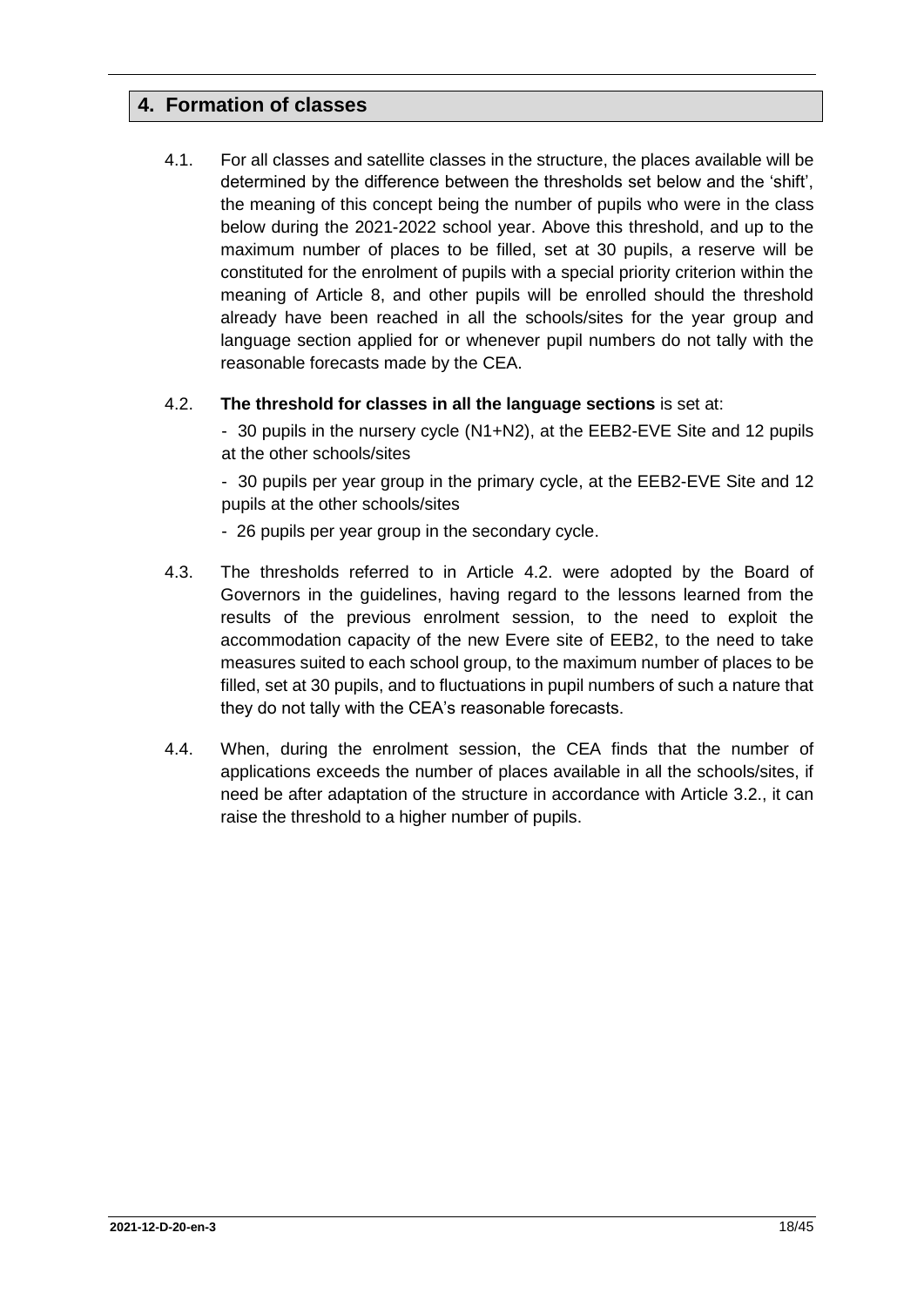## 4. Formation of classes

4.1. For all classes and satellite classes in the structure, the places available will be determined by the difference between the thresholds set below and the 'shift', the meaning of this concept being the number of pupils who were in the class below during the 2021-2022 school year. Above this threshold, and up to the maximum number of places to be filled, set at 30 pupils, a reserve will be constituted for the enrolment of pupils with a special priority criterion within the meaning of Article 8, and other pupils will be enrolled should the threshold already have been reached in all the schools/sites for the year group and language section applied for or whenever pupil numbers do not tally with the reasonable forecasts made by the CEA.

4.2. **The threshold for classes in all the language sections** is set at:

- 30 pupils in the nursery cycle (N1+N2), at the EEB2-EVE Site and 12 pupils at the other schools/sites
- 30 pupils per year group in the primary cycle, at the EEB2-EVE Site and 12 pupils at the other schools/sites
- 26 pupils per year group in the secondary cycle.

4.3. The thresholds referred to in Article 4.2. were adopted by the Board of Governors in the guidelines, having regard to the lessons learned from the results of the previous enrolment session, to the need to exploit the accommodation capacity of the new Evere site of EEB2, to the need to take measures suited to each school group, to the maximum number of places to be filled, set at 30 pupils, and to fluctuations in pupil numbers of such a nature that they do not tally with the CEA's reasonable forecasts.

4.4. When, during the enrolment session, the CEA finds that the number of applications exceeds the number of places available in all the schools/sites, if need be after adaptation of the structure in accordance with Article 3.2., it can raise the threshold to a higher number of pupils.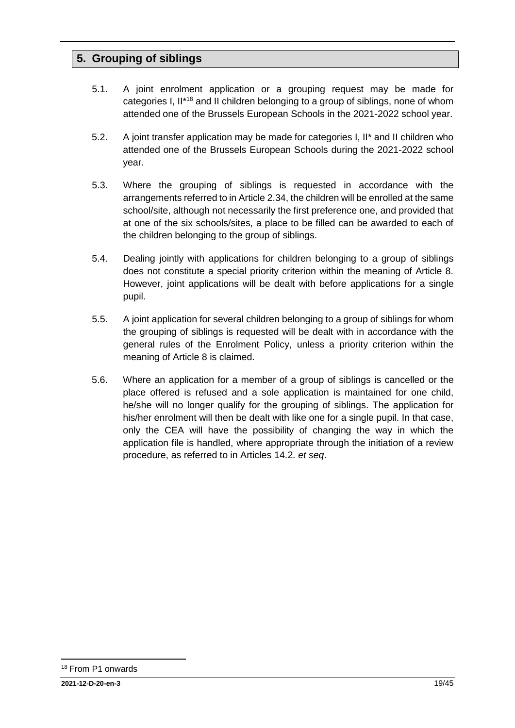## 5. Grouping of siblings

5.1. A joint enrolment application or a grouping request may be made for categories I, II*[18] and II children belonging to a group of siblings, none of whom attended one of the Brussels European Schools in the 2021-2022 school year.

5.2. A joint transfer application may be made for categories I, II* and II children who attended one of the Brussels European Schools during the 2021-2022 school year.

5.3. Where the grouping of siblings is requested in accordance with the arrangements referred to in Article 2.34, the children will be enrolled at the same school/site, although not necessarily the first preference one, and provided that at one of the six schools/sites, a place to be filled can be awarded to each of the children belonging to the group of siblings.

5.4. Dealing jointly with applications for children belonging to a group of siblings does not constitute a special priority criterion within the meaning of Article 8. However, joint applications will be dealt with before applications for a single pupil.

5.5. A joint application for several children belonging to a group of siblings for whom the grouping of siblings is requested will be dealt with in accordance with the general rules of the Enrolment Policy, unless a priority criterion within the meaning of Article 8 is claimed.

5.6. Where an application for a member of a group of siblings is cancelled or the place offered is refused and a sole application is maintained for one child, he/she will no longer qualify for the grouping of siblings. The application for his/her enrolment will then be dealt with like one for a single pupil. In that case, only the CEA will have the possibility of changing the way in which the application file is handled, where appropriate through the initiation of a review procedure, as referred to in Articles 14.2. *et seq*.

[18] From P1 onwards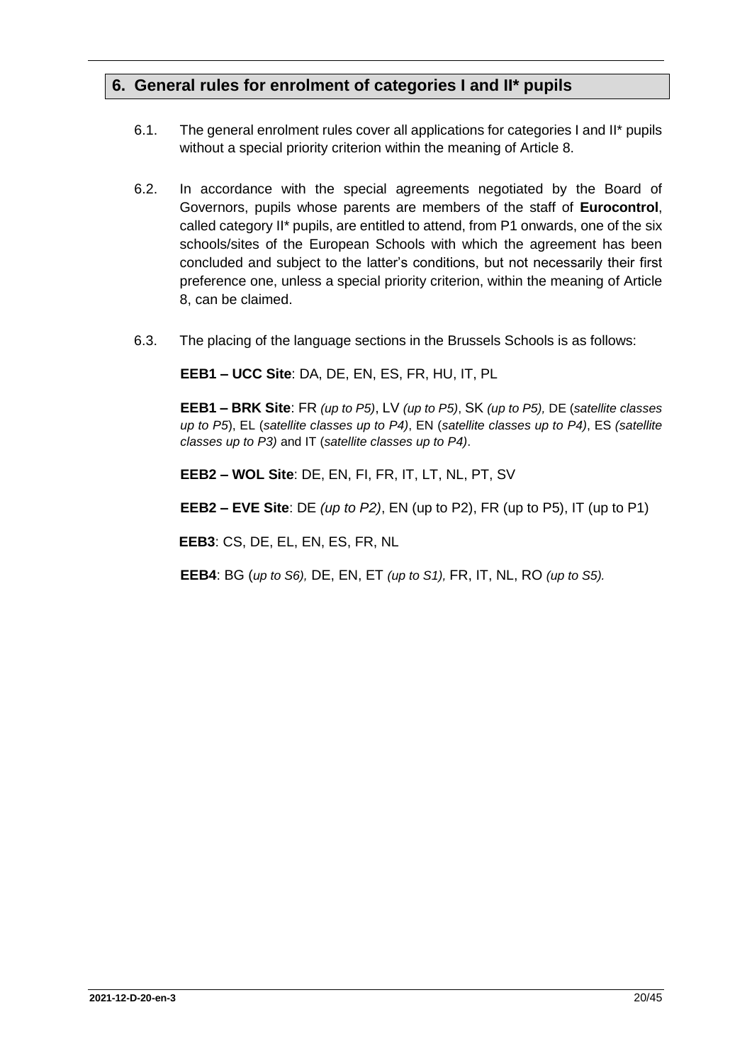## 6. General rules for enrolment of categories I and II* pupils

6.1. The general enrolment rules cover all applications for categories I and II* pupils without a special priority criterion within the meaning of Article 8.

6.2. In accordance with the special agreements negotiated by the Board of Governors, pupils whose parents are members of the staff of **Eurocontrol**, called category II* pupils, are entitled to attend, from P1 onwards, one of the six schools/sites of the European Schools with which the agreement has been concluded and subject to the latter's conditions, but not necessarily their first preference one, unless a special priority criterion, within the meaning of Article 8, can be claimed.

6.3. The placing of the language sections in the Brussels Schools is as follows:

**EEB1 – UCC Site**: DA, DE, EN, ES, FR, HU, IT, PL

**EEB1 – BRK Site**: FR *(up to P5)*, LV *(up to P5)*, SK *(up to P5),* DE (*satellite classes up to P5*), EL (*satellite classes up to P4)*, EN (*satellite classes up to P4)*, ES *(satellite classes up to P3)* and IT (*satellite classes up to P4)*.

**EEB2 – WOL Site**: DE, EN, FI, FR, IT, LT, NL, PT, SV

**EEB2 – EVE Site**: DE *(up to P2)*, EN (up to P2), FR (up to P5), IT (up to P1)

**EEB3**: CS, DE, EL, EN, ES, FR, NL

**EEB4**: BG (*up to S6),* DE, EN, ET *(up to S1),* FR, IT, NL, RO *(up to S5).*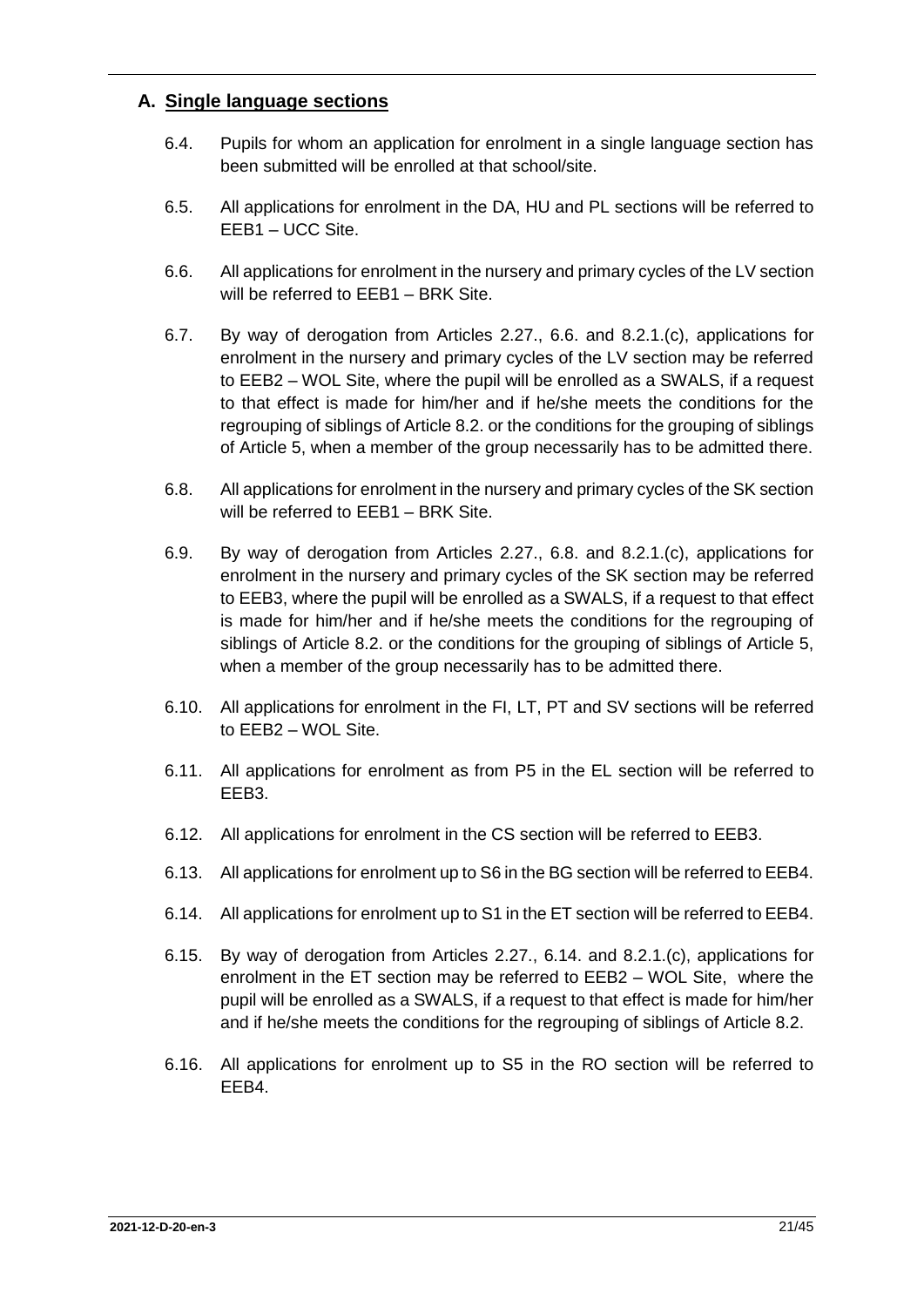## A. Single language sections

6.4. Pupils for whom an application for enrolment in a single language section has been submitted will be enrolled at that school/site.

6.5. All applications for enrolment in the DA, HU and PL sections will be referred to EEB1 – UCC Site.

6.6. All applications for enrolment in the nursery and primary cycles of the LV section will be referred to EEB1 – BRK Site.

6.7. By way of derogation from Articles 2.27., 6.6. and 8.2.1.(c), applications for enrolment in the nursery and primary cycles of the LV section may be referred to EEB2 – WOL Site, where the pupil will be enrolled as a SWALS, if a request to that effect is made for him/her and if he/she meets the conditions for the regrouping of siblings of Article 8.2. or the conditions for the grouping of siblings of Article 5, when a member of the group necessarily has to be admitted there.

6.8. All applications for enrolment in the nursery and primary cycles of the SK section will be referred to EEB1 – BRK Site.

6.9. By way of derogation from Articles 2.27., 6.8. and 8.2.1.(c), applications for enrolment in the nursery and primary cycles of the SK section may be referred to EEB3, where the pupil will be enrolled as a SWALS, if a request to that effect is made for him/her and if he/she meets the conditions for the regrouping of siblings of Article 8.2. or the conditions for the grouping of siblings of Article 5, when a member of the group necessarily has to be admitted there.

6.10. All applications for enrolment in the FI, LT, PT and SV sections will be referred to EEB2 – WOL Site.

6.11. All applications for enrolment as from P5 in the EL section will be referred to EEB3.

6.12. All applications for enrolment in the CS section will be referred to EEB3.

6.13. All applications for enrolment up to S6 in the BG section will be referred to EEB4.

6.14. All applications for enrolment up to S1 in the ET section will be referred to EEB4.

6.15. By way of derogation from Articles 2.27., 6.14. and 8.2.1.(c), applications for enrolment in the ET section may be referred to EEB2 – WOL Site, where the pupil will be enrolled as a SWALS, if a request to that effect is made for him/her and if he/she meets the conditions for the regrouping of siblings of Article 8.2.

6.16. All applications for enrolment up to S5 in the RO section will be referred to EEB4.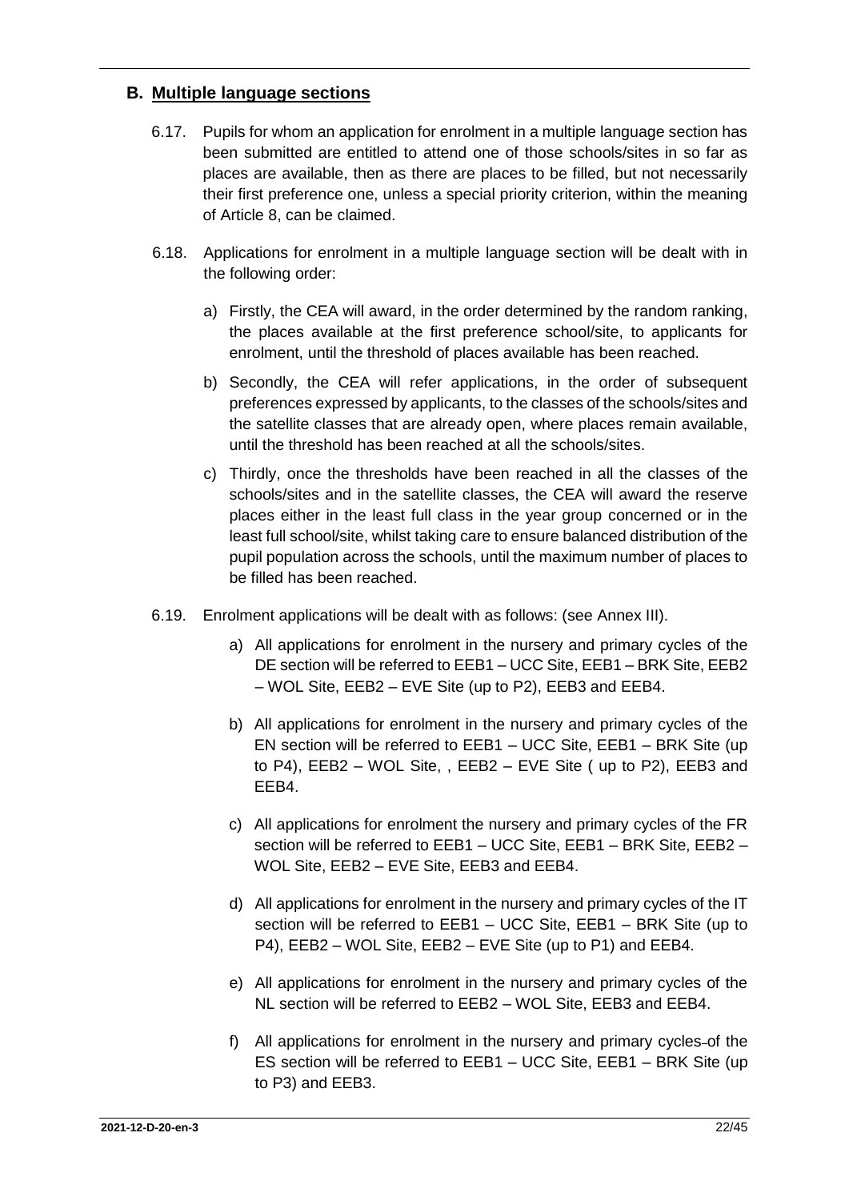## B. Multiple language sections

6.17. Pupils for whom an application for enrolment in a multiple language section has been submitted are entitled to attend one of those schools/sites in so far as places are available, then as there are places to be filled, but not necessarily their first preference one, unless a special priority criterion, within the meaning of Article 8, can be claimed.

6.18. Applications for enrolment in a multiple language section will be dealt with in the following order:

a) Firstly, the CEA will award, in the order determined by the random ranking, the places available at the first preference school/site, to applicants for enrolment, until the threshold of places available has been reached.

b) Secondly, the CEA will refer applications, in the order of subsequent preferences expressed by applicants, to the classes of the schools/sites and the satellite classes that are already open, where places remain available, until the threshold has been reached at all the schools/sites.

c) Thirdly, once the thresholds have been reached in all the classes of the schools/sites and in the satellite classes, the CEA will award the reserve places either in the least full class in the year group concerned or in the least full school/site, whilst taking care to ensure balanced distribution of the pupil population across the schools, until the maximum number of places to be filled has been reached.

6.19. Enrolment applications will be dealt with as follows: (see Annex III).

a) All applications for enrolment in the nursery and primary cycles of the DE section will be referred to EEB1 – UCC Site, EEB1 – BRK Site, EEB2 – WOL Site, EEB2 – EVE Site (up to P2), EEB3 and EEB4.

b) All applications for enrolment in the nursery and primary cycles of the EN section will be referred to EEB1 – UCC Site, EEB1 – BRK Site (up to P4), EEB2 – WOL Site, , EEB2 – EVE Site ( up to P2), EEB3 and EEB4.

c) All applications for enrolment the nursery and primary cycles of the FR section will be referred to EEB1 – UCC Site, EEB1 – BRK Site, EEB2 – WOL Site, EEB2 – EVE Site, EEB3 and EEB4.

d) All applications for enrolment in the nursery and primary cycles of the IT section will be referred to EEB1 – UCC Site, EEB1 – BRK Site (up to P4), EEB2 – WOL Site, EEB2 – EVE Site (up to P1) and EEB4.

e) All applications for enrolment in the nursery and primary cycles of the NL section will be referred to EEB2 – WOL Site, EEB3 and EEB4.

f) All applications for enrolment in the nursery and primary cycles of the ES section will be referred to EEB1 – UCC Site, EEB1 – BRK Site (up to P3) and EEB3.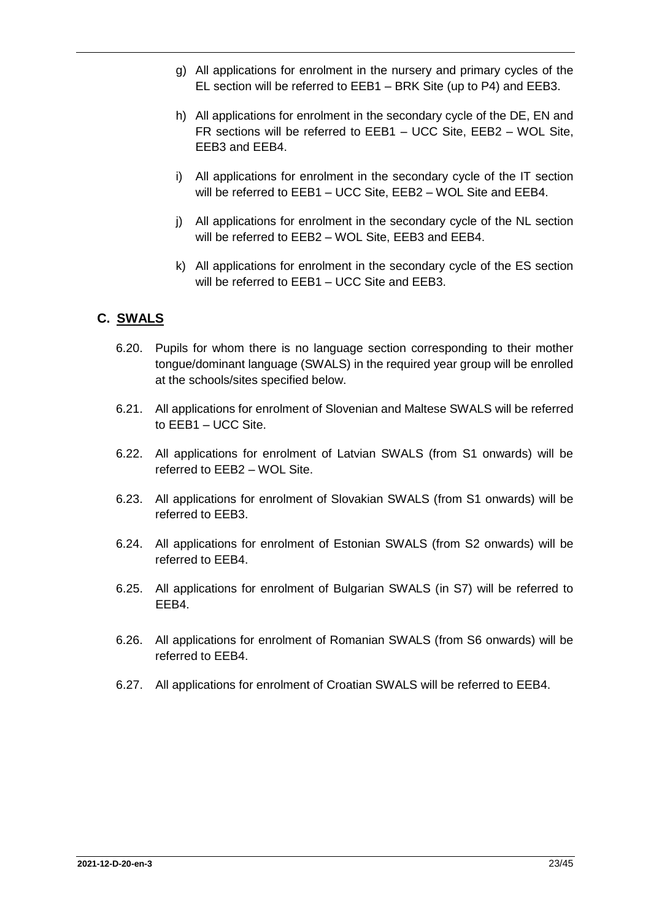g) All applications for enrolment in the nursery and primary cycles of the EL section will be referred to EEB1 – BRK Site (up to P4) and EEB3.

h) All applications for enrolment in the secondary cycle of the DE, EN and FR sections will be referred to EEB1 – UCC Site, EEB2 – WOL Site, EEB3 and EEB4.

i) All applications for enrolment in the secondary cycle of the IT section will be referred to EEB1 – UCC Site, EEB2 – WOL Site and EEB4.

j) All applications for enrolment in the secondary cycle of the NL section will be referred to EEB2 – WOL Site, EEB3 and EEB4.

k) All applications for enrolment in the secondary cycle of the ES section will be referred to EEB1 – UCC Site and EEB3.

## C. SWALS

6.20. Pupils for whom there is no language section corresponding to their mother tongue/dominant language (SWALS) in the required year group will be enrolled at the schools/sites specified below.

6.21. All applications for enrolment of Slovenian and Maltese SWALS will be referred to EEB1 – UCC Site.

6.22. All applications for enrolment of Latvian SWALS (from S1 onwards) will be referred to EEB2 – WOL Site.

6.23. All applications for enrolment of Slovakian SWALS (from S1 onwards) will be referred to EEB3.

6.24. All applications for enrolment of Estonian SWALS (from S2 onwards) will be referred to EEB4.

6.25. All applications for enrolment of Bulgarian SWALS (in S7) will be referred to EEB4.

6.26. All applications for enrolment of Romanian SWALS (from S6 onwards) will be referred to EEB4.

6.27. All applications for enrolment of Croatian SWALS will be referred to EEB4.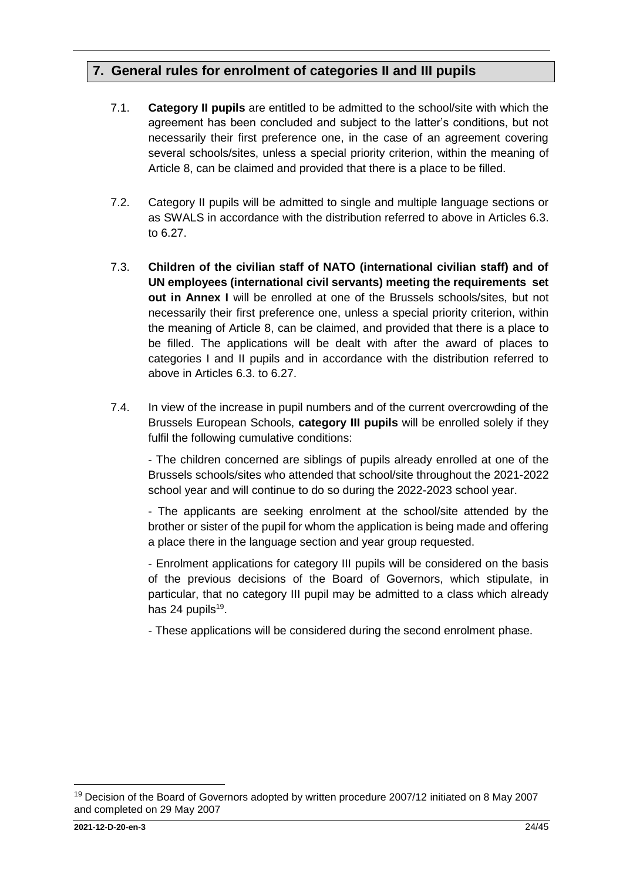## 7. General rules for enrolment of categories II and III pupils

7.1. **Category II pupils** are entitled to be admitted to the school/site with which the agreement has been concluded and subject to the latter's conditions, but not necessarily their first preference one, in the case of an agreement covering several schools/sites, unless a special priority criterion, within the meaning of Article 8, can be claimed and provided that there is a place to be filled.

7.2. Category II pupils will be admitted to single and multiple language sections or as SWALS in accordance with the distribution referred to above in Articles 6.3. to 6.27.

7.3. **Children of the civilian staff of NATO (international civilian staff) and of UN employees (international civil servants) meeting the requirements set out in Annex I** will be enrolled at one of the Brussels schools/sites, but not necessarily their first preference one, unless a special priority criterion, within the meaning of Article 8, can be claimed, and provided that there is a place to be filled. The applications will be dealt with after the award of places to categories I and II pupils and in accordance with the distribution referred to above in Articles 6.3. to 6.27.

7.4. In view of the increase in pupil numbers and of the current overcrowding of the Brussels European Schools, **category III pupils** will be enrolled solely if they fulfil the following cumulative conditions:

- The children concerned are siblings of pupils already enrolled at one of the Brussels schools/sites who attended that school/site throughout the 2021-2022 school year and will continue to do so during the 2022-2023 school year.

- The applicants are seeking enrolment at the school/site attended by the brother or sister of the pupil for whom the application is being made and offering a place there in the language section and year group requested.

- Enrolment applications for category III pupils will be considered on the basis of the previous decisions of the Board of Governors, which stipulate, in particular, that no category III pupil may be admitted to a class which already has 24 pupils[19].

- These applications will be considered during the second enrolment phase.

[19] Decision of the Board of Governors adopted by written procedure 2007/12 initiated on 8 May 2007 and completed on 29 May 2007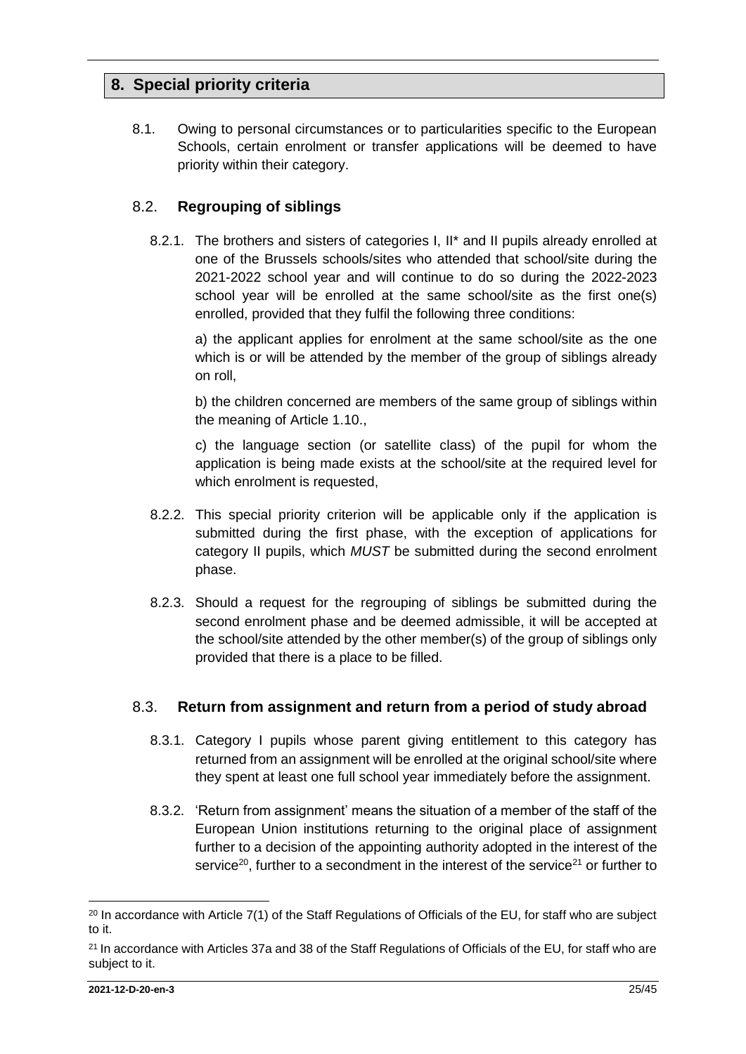## 8. Special priority criteria

8.1. Owing to personal circumstances or to particularities specific to the European Schools, certain enrolment or transfer applications will be deemed to have priority within their category.

### 8.2. Regrouping of siblings

8.2.1. The brothers and sisters of categories I, II* and II pupils already enrolled at one of the Brussels schools/sites who attended that school/site during the 2021-2022 school year and will continue to do so during the 2022-2023 school year will be enrolled at the same school/site as the first one(s) enrolled, provided that they fulfil the following three conditions:

a) the applicant applies for enrolment at the same school/site as the one which is or will be attended by the member of the group of siblings already on roll,

b) the children concerned are members of the same group of siblings within the meaning of Article 1.10.,

c) the language section (or satellite class) of the pupil for whom the application is being made exists at the school/site at the required level for which enrolment is requested,

8.2.2. This special priority criterion will be applicable only if the application is submitted during the first phase, with the exception of applications for category II pupils, which *MUST* be submitted during the second enrolment phase.

8.2.3. Should a request for the regrouping of siblings be submitted during the second enrolment phase and be deemed admissible, it will be accepted at the school/site attended by the other member(s) of the group of siblings only provided that there is a place to be filled.

### 8.3. Return from assignment and return from a period of study abroad

8.3.1. Category I pupils whose parent giving entitlement to this category has returned from an assignment will be enrolled at the original school/site where they spent at least one full school year immediately before the assignment.

8.3.2. 'Return from assignment' means the situation of a member of the staff of the European Union institutions returning to the original place of assignment further to a decision of the appointing authority adopted in the interest of the service[20], further to a secondment in the interest of the service[21] or further to

[20] In accordance with Article 7(1) of the Staff Regulations of Officials of the EU, for staff who are subject to it.

[21] In accordance with Articles 37a and 38 of the Staff Regulations of Officials of the EU, for staff who are subject to it.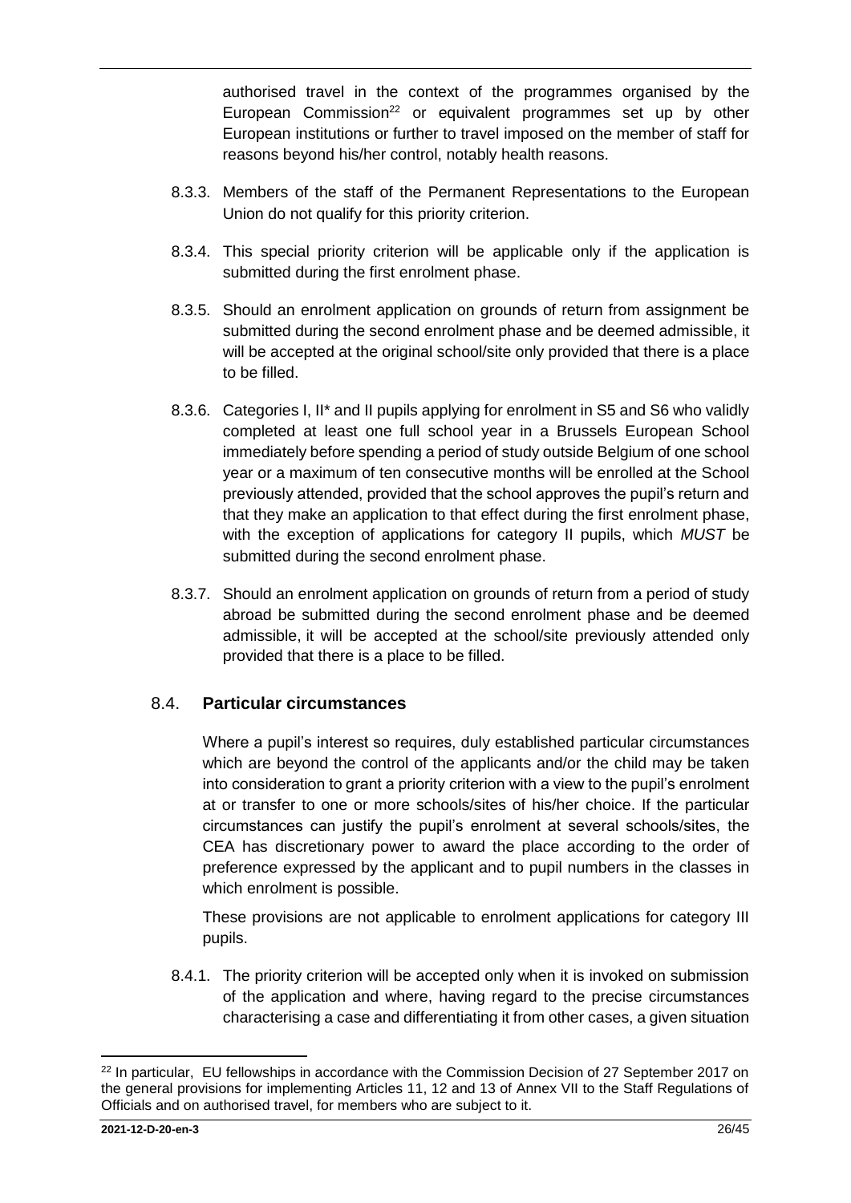authorised travel in the context of the programmes organised by the European Commission[22] or equivalent programmes set up by other European institutions or further to travel imposed on the member of staff for reasons beyond his/her control, notably health reasons.

8.3.3. Members of the staff of the Permanent Representations to the European Union do not qualify for this priority criterion.

8.3.4. This special priority criterion will be applicable only if the application is submitted during the first enrolment phase.

8.3.5. Should an enrolment application on grounds of return from assignment be submitted during the second enrolment phase and be deemed admissible, it will be accepted at the original school/site only provided that there is a place to be filled.

8.3.6. Categories I, II* and II pupils applying for enrolment in S5 and S6 who validly completed at least one full school year in a Brussels European School immediately before spending a period of study outside Belgium of one school year or a maximum of ten consecutive months will be enrolled at the School previously attended, provided that the school approves the pupil's return and that they make an application to that effect during the first enrolment phase, with the exception of applications for category II pupils, which *MUST* be submitted during the second enrolment phase.

8.3.7. Should an enrolment application on grounds of return from a period of study abroad be submitted during the second enrolment phase and be deemed admissible, it will be accepted at the school/site previously attended only provided that there is a place to be filled.

## 8.4. **Particular circumstances**

Where a pupil's interest so requires, duly established particular circumstances which are beyond the control of the applicants and/or the child may be taken into consideration to grant a priority criterion with a view to the pupil's enrolment at or transfer to one or more schools/sites of his/her choice. If the particular circumstances can justify the pupil's enrolment at several schools/sites, the CEA has discretionary power to award the place according to the order of preference expressed by the applicant and to pupil numbers in the classes in which enrolment is possible.

These provisions are not applicable to enrolment applications for category III pupils.

8.4.1. The priority criterion will be accepted only when it is invoked on submission of the application and where, having regard to the precise circumstances characterising a case and differentiating it from other cases, a given situation

---

[22] In particular, EU fellowships in accordance with the Commission Decision of 27 September 2017 on the general provisions for implementing Articles 11, 12 and 13 of Annex VII to the Staff Regulations of Officials and on authorised travel, for members who are subject to it.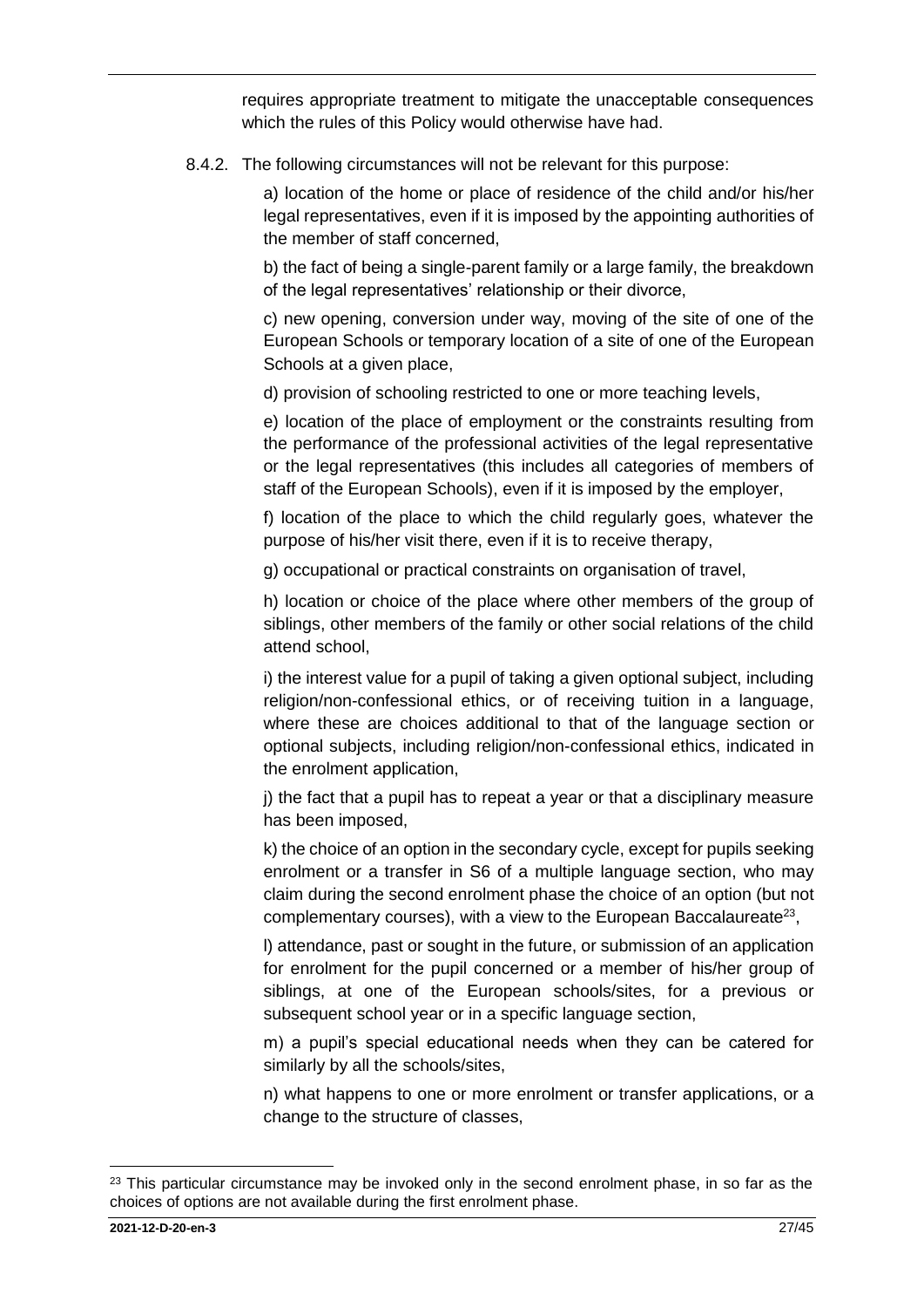requires appropriate treatment to mitigate the unacceptable consequences which the rules of this Policy would otherwise have had.

8.4.2. The following circumstances will not be relevant for this purpose:

a) location of the home or place of residence of the child and/or his/her legal representatives, even if it is imposed by the appointing authorities of the member of staff concerned,

b) the fact of being a single-parent family or a large family, the breakdown of the legal representatives' relationship or their divorce,

c) new opening, conversion under way, moving of the site of one of the European Schools or temporary location of a site of one of the European Schools at a given place,

d) provision of schooling restricted to one or more teaching levels,

e) location of the place of employment or the constraints resulting from the performance of the professional activities of the legal representative or the legal representatives (this includes all categories of members of staff of the European Schools), even if it is imposed by the employer,

f) location of the place to which the child regularly goes, whatever the purpose of his/her visit there, even if it is to receive therapy,

g) occupational or practical constraints on organisation of travel,

h) location or choice of the place where other members of the group of siblings, other members of the family or other social relations of the child attend school,

i) the interest value for a pupil of taking a given optional subject, including religion/non-confessional ethics, or of receiving tuition in a language, where these are choices additional to that of the language section or optional subjects, including religion/non-confessional ethics, indicated in the enrolment application,

j) the fact that a pupil has to repeat a year or that a disciplinary measure has been imposed,

k) the choice of an option in the secondary cycle, except for pupils seeking enrolment or a transfer in S6 of a multiple language section, who may claim during the second enrolment phase the choice of an option (but not complementary courses), with a view to the European Baccalaureate[23],

l) attendance, past or sought in the future, or submission of an application for enrolment for the pupil concerned or a member of his/her group of siblings, at one of the European schools/sites, for a previous or subsequent school year or in a specific language section,

m) a pupil's special educational needs when they can be catered for similarly by all the schools/sites,

n) what happens to one or more enrolment or transfer applications, or a change to the structure of classes,

[23] This particular circumstance may be invoked only in the second enrolment phase, in so far as the choices of options are not available during the first enrolment phase.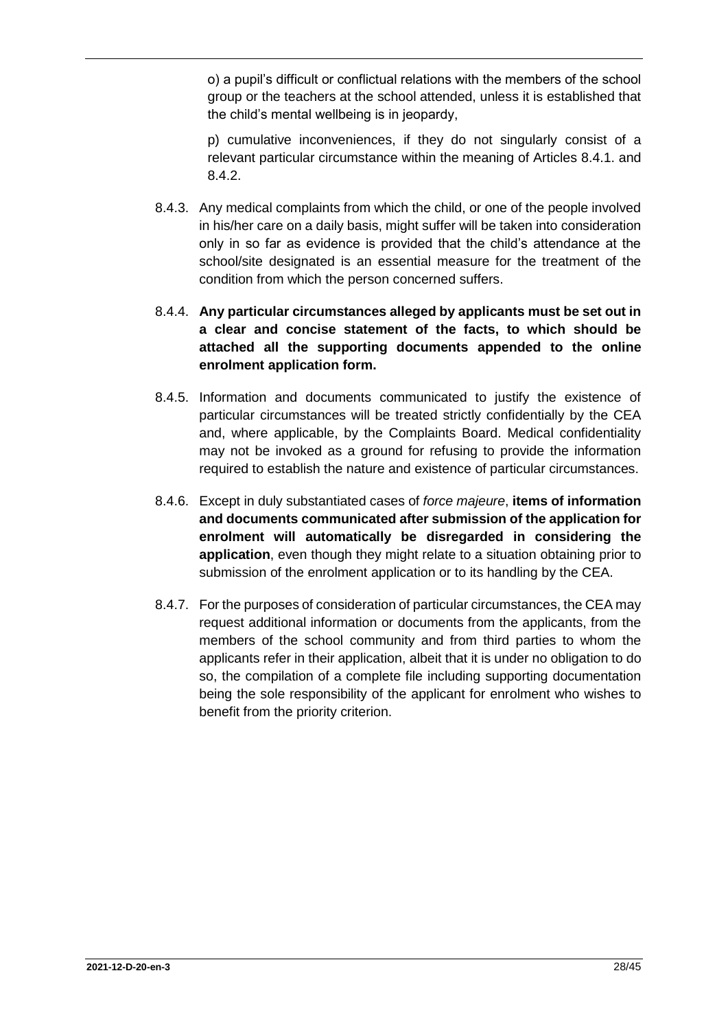o) a pupil's difficult or conflictual relations with the members of the school group or the teachers at the school attended, unless it is established that the child's mental wellbeing is in jeopardy,

p) cumulative inconveniences, if they do not singularly consist of a relevant particular circumstance within the meaning of Articles 8.4.1. and 8.4.2.

8.4.3. Any medical complaints from which the child, or one of the people involved in his/her care on a daily basis, might suffer will be taken into consideration only in so far as evidence is provided that the child's attendance at the school/site designated is an essential measure for the treatment of the condition from which the person concerned suffers.

8.4.4. **Any particular circumstances alleged by applicants must be set out in a clear and concise statement of the facts, to which should be attached all the supporting documents appended to the online enrolment application form.**

8.4.5. Information and documents communicated to justify the existence of particular circumstances will be treated strictly confidentially by the CEA and, where applicable, by the Complaints Board. Medical confidentiality may not be invoked as a ground for refusing to provide the information required to establish the nature and existence of particular circumstances.

8.4.6. Except in duly substantiated cases of *force majeure*, **items of information and documents communicated after submission of the application for enrolment will automatically be disregarded in considering the application**, even though they might relate to a situation obtaining prior to submission of the enrolment application or to its handling by the CEA.

8.4.7. For the purposes of consideration of particular circumstances, the CEA may request additional information or documents from the applicants, from the members of the school community and from third parties to whom the applicants refer in their application, albeit that it is under no obligation to do so, the compilation of a complete file including supporting documentation being the sole responsibility of the applicant for enrolment who wishes to benefit from the priority criterion.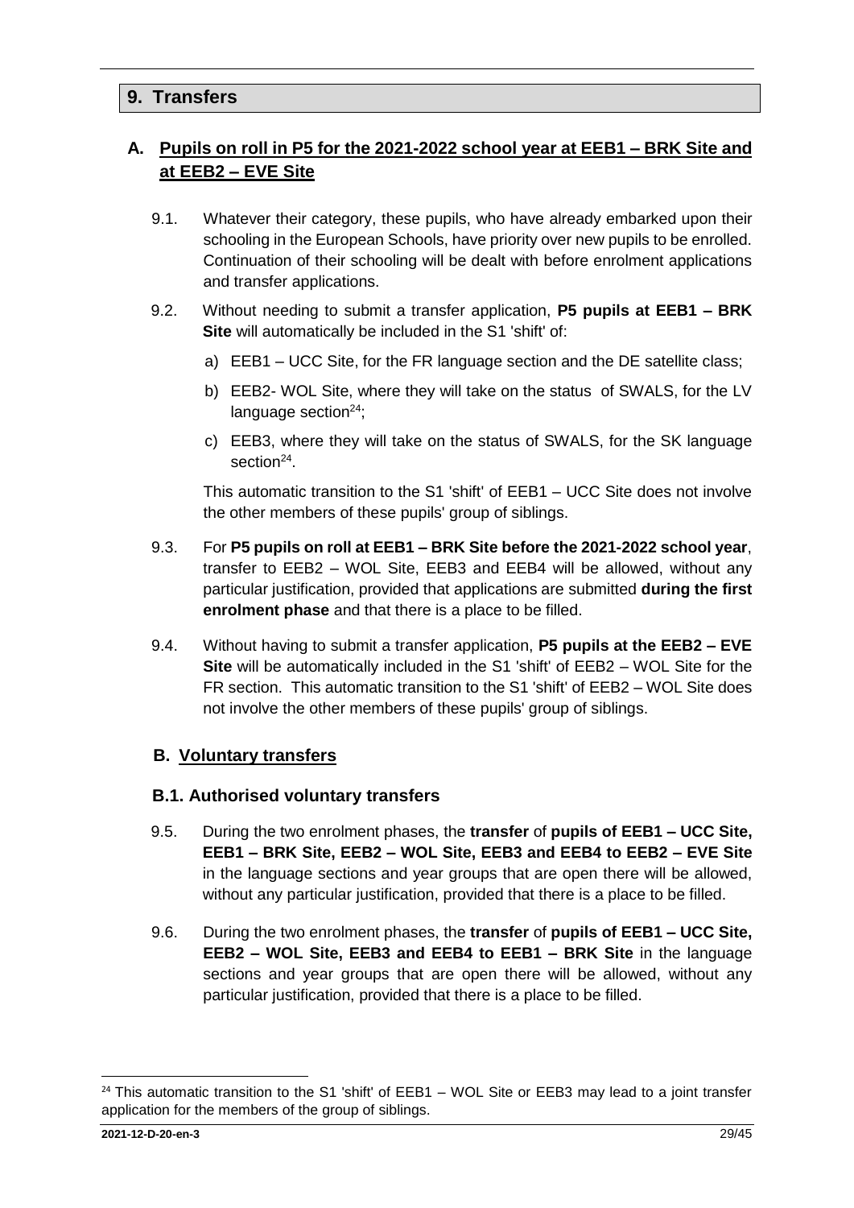## 9. Transfers

### A. Pupils on roll in P5 for the 2021-2022 school year at EEB1 – BRK Site and at EEB2 – EVE Site

9.1. Whatever their category, these pupils, who have already embarked upon their schooling in the European Schools, have priority over new pupils to be enrolled. Continuation of their schooling will be dealt with before enrolment applications and transfer applications.

9.2. Without needing to submit a transfer application, **P5 pupils at EEB1 – BRK Site** will automatically be included in the S1 'shift' of:

a) EEB1 – UCC Site, for the FR language section and the DE satellite class;

b) EEB2- WOL Site, where they will take on the status of SWALS, for the LV language section[24];

c) EEB3, where they will take on the status of SWALS, for the SK language section[24].

This automatic transition to the S1 'shift' of EEB1 – UCC Site does not involve the other members of these pupils' group of siblings.

9.3. For **P5 pupils on roll at EEB1 – BRK Site before the 2021-2022 school year**, transfer to EEB2 – WOL Site, EEB3 and EEB4 will be allowed, without any particular justification, provided that applications are submitted **during the first enrolment phase** and that there is a place to be filled.

9.4. Without having to submit a transfer application, **P5 pupils at the EEB2 – EVE Site** will be automatically included in the S1 'shift' of EEB2 – WOL Site for the FR section. This automatic transition to the S1 'shift' of EEB2 – WOL Site does not involve the other members of these pupils' group of siblings.

### B. Voluntary transfers

#### B.1. Authorised voluntary transfers

9.5. During the two enrolment phases, the **transfer** of **pupils of EEB1 – UCC Site, EEB1 – BRK Site, EEB2 – WOL Site, EEB3 and EEB4 to EEB2 – EVE Site** in the language sections and year groups that are open there will be allowed, without any particular justification, provided that there is a place to be filled.

9.6. During the two enrolment phases, the **transfer** of **pupils of EEB1 – UCC Site, EEB2 – WOL Site, EEB3 and EEB4 to EEB1 – BRK Site** in the language sections and year groups that are open there will be allowed, without any particular justification, provided that there is a place to be filled.

---

[24] This automatic transition to the S1 'shift' of EEB1 – WOL Site or EEB3 may lead to a joint transfer application for the members of the group of siblings.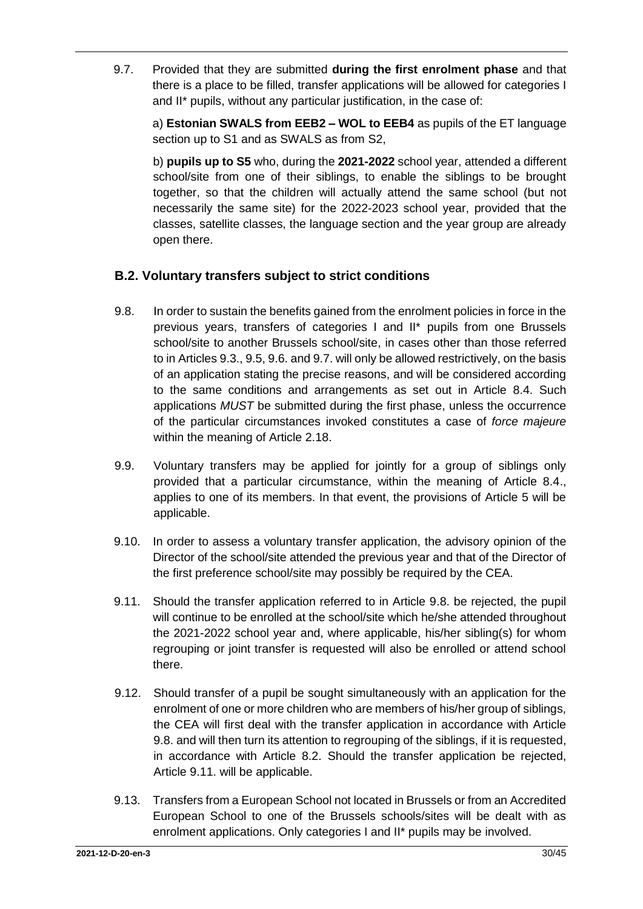9.7. Provided that they are submitted **during the first enrolment phase** and that there is a place to be filled, transfer applications will be allowed for categories I and II* pupils, without any particular justification, in the case of:

a) **Estonian SWALS from EEB2 – WOL to EEB4** as pupils of the ET language section up to S1 and as SWALS as from S2,

b) **pupils up to S5** who, during the **2021-2022** school year, attended a different school/site from one of their siblings, to enable the siblings to be brought together, so that the children will actually attend the same school (but not necessarily the same site) for the 2022-2023 school year, provided that the classes, satellite classes, the language section and the year group are already open there.

### B.2. Voluntary transfers subject to strict conditions

9.8. In order to sustain the benefits gained from the enrolment policies in force in the previous years, transfers of categories I and II* pupils from one Brussels school/site to another Brussels school/site, in cases other than those referred to in Articles 9.3., 9.5, 9.6. and 9.7. will only be allowed restrictively, on the basis of an application stating the precise reasons, and will be considered according to the same conditions and arrangements as set out in Article 8.4. Such applications *MUST* be submitted during the first phase, unless the occurrence of the particular circumstances invoked constitutes a case of *force majeure* within the meaning of Article 2.18.

9.9. Voluntary transfers may be applied for jointly for a group of siblings only provided that a particular circumstance, within the meaning of Article 8.4., applies to one of its members. In that event, the provisions of Article 5 will be applicable.

9.10. In order to assess a voluntary transfer application, the advisory opinion of the Director of the school/site attended the previous year and that of the Director of the first preference school/site may possibly be required by the CEA.

9.11. Should the transfer application referred to in Article 9.8. be rejected, the pupil will continue to be enrolled at the school/site which he/she attended throughout the 2021-2022 school year and, where applicable, his/her sibling(s) for whom regrouping or joint transfer is requested will also be enrolled or attend school there.

9.12. Should transfer of a pupil be sought simultaneously with an application for the enrolment of one or more children who are members of his/her group of siblings, the CEA will first deal with the transfer application in accordance with Article 9.8. and will then turn its attention to regrouping of the siblings, if it is requested, in accordance with Article 8.2. Should the transfer application be rejected, Article 9.11. will be applicable.

9.13. Transfers from a European School not located in Brussels or from an Accredited European School to one of the Brussels schools/sites will be dealt with as enrolment applications. Only categories I and II* pupils may be involved.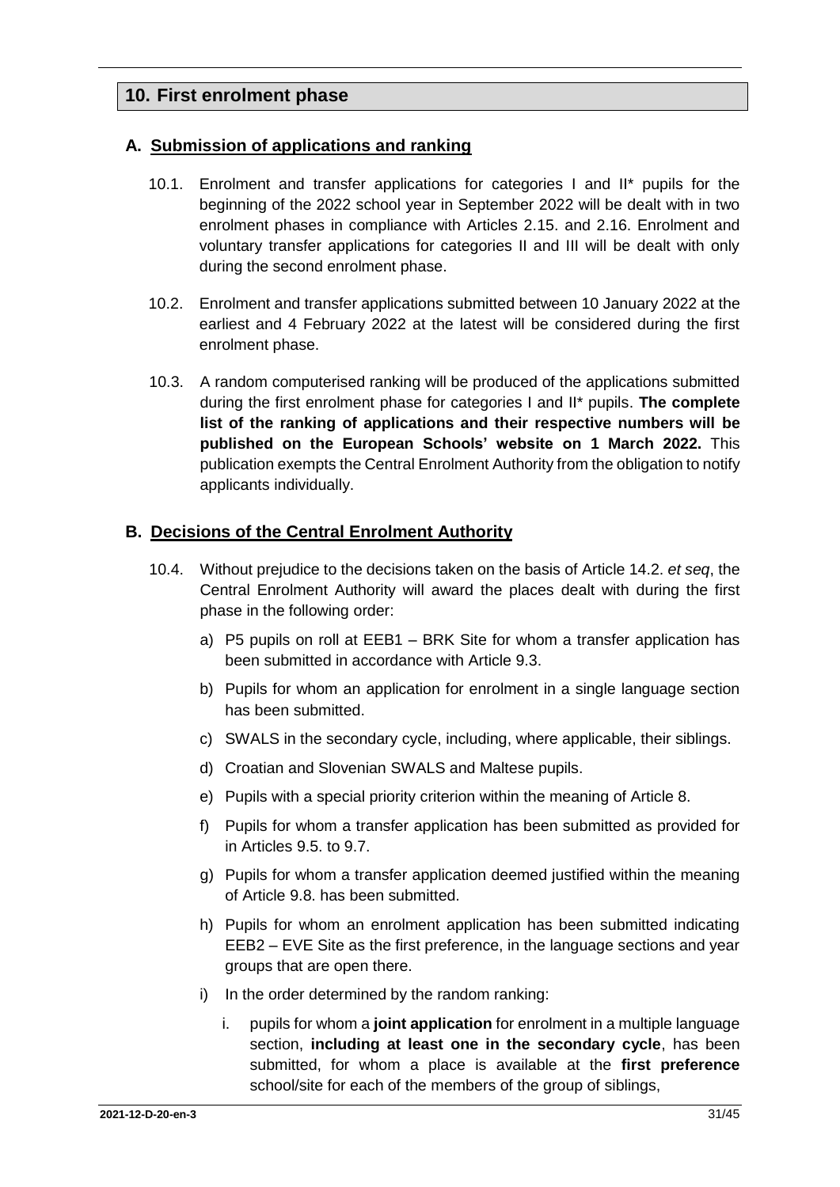## 10. First enrolment phase

### A. Submission of applications and ranking

10.1. Enrolment and transfer applications for categories I and II* pupils for the beginning of the 2022 school year in September 2022 will be dealt with in two enrolment phases in compliance with Articles 2.15. and 2.16. Enrolment and voluntary transfer applications for categories II and III will be dealt with only during the second enrolment phase.

10.2. Enrolment and transfer applications submitted between 10 January 2022 at the earliest and 4 February 2022 at the latest will be considered during the first enrolment phase.

10.3. A random computerised ranking will be produced of the applications submitted during the first enrolment phase for categories I and II* pupils. **The complete list of the ranking of applications and their respective numbers will be published on the European Schools' website on 1 March 2022.** This publication exempts the Central Enrolment Authority from the obligation to notify applicants individually.

### B. Decisions of the Central Enrolment Authority

10.4. Without prejudice to the decisions taken on the basis of Article 14.2. *et seq*, the Central Enrolment Authority will award the places dealt with during the first phase in the following order:

a) P5 pupils on roll at EEB1 – BRK Site for whom a transfer application has been submitted in accordance with Article 9.3.

b) Pupils for whom an application for enrolment in a single language section has been submitted.

c) SWALS in the secondary cycle, including, where applicable, their siblings.

d) Croatian and Slovenian SWALS and Maltese pupils.

e) Pupils with a special priority criterion within the meaning of Article 8.

f) Pupils for whom a transfer application has been submitted as provided for in Articles 9.5. to 9.7.

g) Pupils for whom a transfer application deemed justified within the meaning of Article 9.8. has been submitted.

h) Pupils for whom an enrolment application has been submitted indicating EEB2 – EVE Site as the first preference, in the language sections and year groups that are open there.

i) In the order determined by the random ranking:

   i. pupils for whom a **joint application** for enrolment in a multiple language section, **including at least one in the secondary cycle**, has been submitted, for whom a place is available at the **first preference** school/site for each of the members of the group of siblings,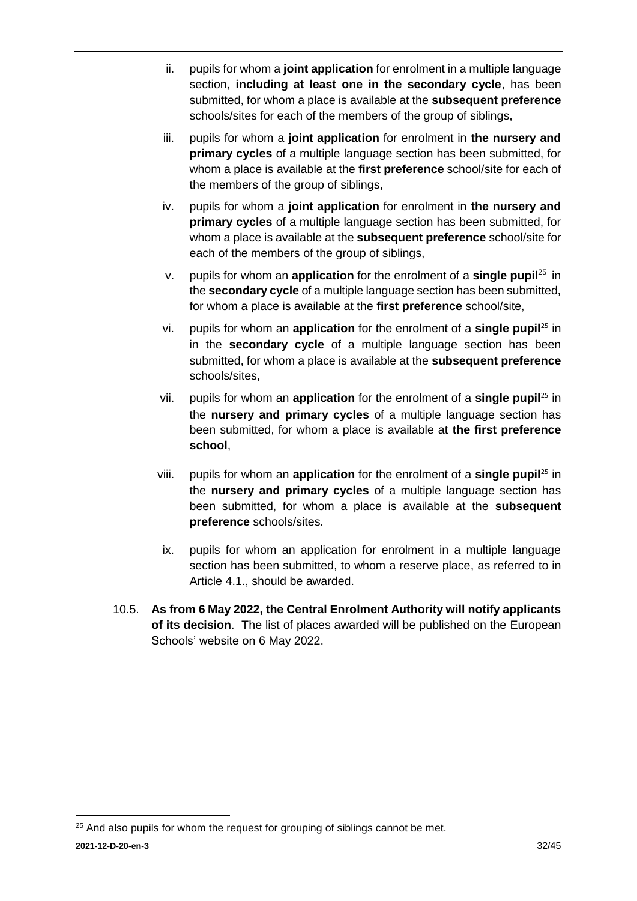ii. pupils for whom a **joint application** for enrolment in a multiple language section, **including at least one in the secondary cycle**, has been submitted, for whom a place is available at the **subsequent preference** schools/sites for each of the members of the group of siblings,

iii. pupils for whom a **joint application** for enrolment in **the nursery and primary cycles** of a multiple language section has been submitted, for whom a place is available at the **first preference** school/site for each of the members of the group of siblings,

iv. pupils for whom a **joint application** for enrolment in **the nursery and primary cycles** of a multiple language section has been submitted, for whom a place is available at the **subsequent preference** school/site for each of the members of the group of siblings,

v. pupils for whom an **application** for the enrolment of a **single pupil**[25] in the **secondary cycle** of a multiple language section has been submitted, for whom a place is available at the **first preference** school/site,

vi. pupils for whom an **application** for the enrolment of a **single pupil**[25] in in the **secondary cycle** of a multiple language section has been submitted, for whom a place is available at the **subsequent preference** schools/sites,

vii. pupils for whom an **application** for the enrolment of a **single pupil**[25] in the **nursery and primary cycles** of a multiple language section has been submitted, for whom a place is available at **the first preference school**,

viii. pupils for whom an **application** for the enrolment of a **single pupil**[25] in the **nursery and primary cycles** of a multiple language section has been submitted, for whom a place is available at the **subsequent preference** schools/sites.

ix. pupils for whom an application for enrolment in a multiple language section has been submitted, to whom a reserve place, as referred to in Article 4.1., should be awarded.

10.5. **As from 6 May 2022, the Central Enrolment Authority will notify applicants of its decision**. The list of places awarded will be published on the European Schools' website on 6 May 2022.

[25] And also pupils for whom the request for grouping of siblings cannot be met.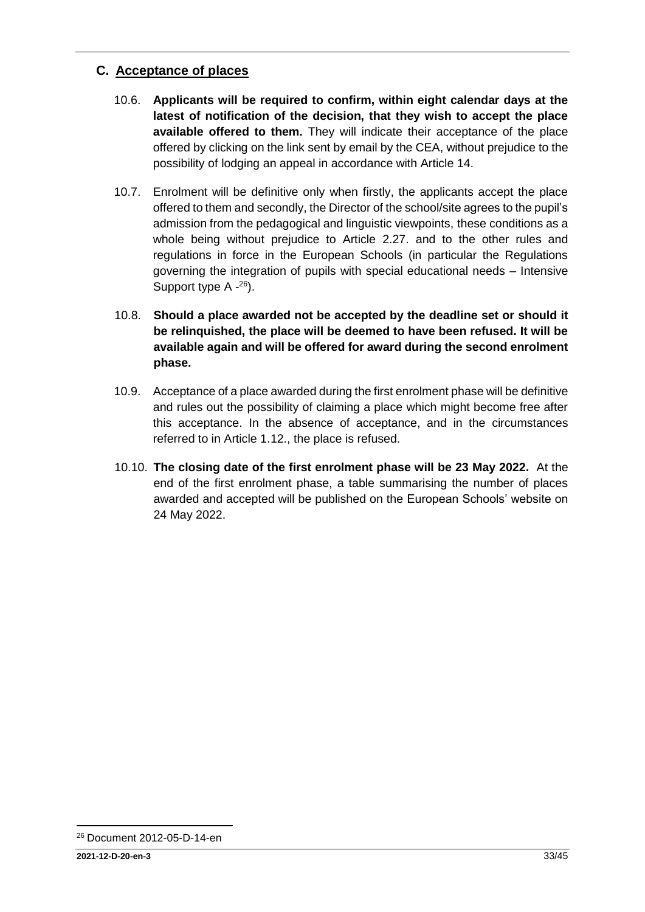## C. Acceptance of places

10.6. **Applicants will be required to confirm, within eight calendar days at the latest of notification of the decision, that they wish to accept the place available offered to them.** They will indicate their acceptance of the place offered by clicking on the link sent by email by the CEA, without prejudice to the possibility of lodging an appeal in accordance with Article 14.

10.7. Enrolment will be definitive only when firstly, the applicants accept the place offered to them and secondly, the Director of the school/site agrees to the pupil's admission from the pedagogical and linguistic viewpoints, these conditions as a whole being without prejudice to Article 2.27. and to the other rules and regulations in force in the European Schools (in particular the Regulations governing the integration of pupils with special educational needs – Intensive Support type A -[26]).

10.8. **Should a place awarded not be accepted by the deadline set or should it be relinquished, the place will be deemed to have been refused. It will be available again and will be offered for award during the second enrolment phase.**

10.9. Acceptance of a place awarded during the first enrolment phase will be definitive and rules out the possibility of claiming a place which might become free after this acceptance. In the absence of acceptance, and in the circumstances referred to in Article 1.12., the place is refused.

10.10. **The closing date of the first enrolment phase will be 23 May 2022.** At the end of the first enrolment phase, a table summarising the number of places awarded and accepted will be published on the European Schools' website on 24 May 2022.

[26] Document 2012-05-D-14-en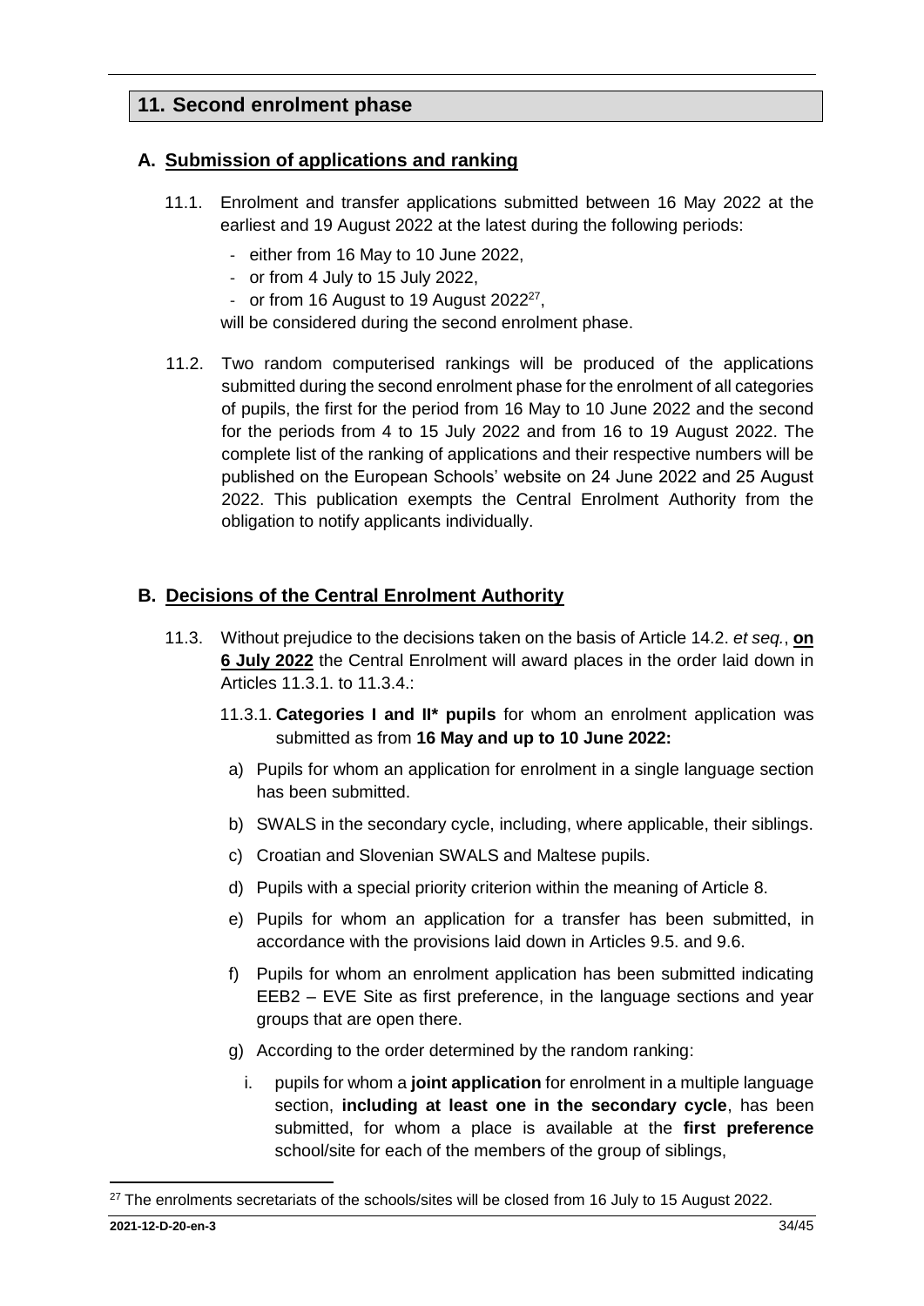## 11. Second enrolment phase

### A. Submission of applications and ranking

11.1. Enrolment and transfer applications submitted between 16 May 2022 at the earliest and 19 August 2022 at the latest during the following periods:

- either from 16 May to 10 June 2022,
- or from 4 July to 15 July 2022,
- or from 16 August to 19 August 2022[27],

will be considered during the second enrolment phase.

11.2. Two random computerised rankings will be produced of the applications submitted during the second enrolment phase for the enrolment of all categories of pupils, the first for the period from 16 May to 10 June 2022 and the second for the periods from 4 to 15 July 2022 and from 16 to 19 August 2022. The complete list of the ranking of applications and their respective numbers will be published on the European Schools' website on 24 June 2022 and 25 August 2022. This publication exempts the Central Enrolment Authority from the obligation to notify applicants individually.

### B. Decisions of the Central Enrolment Authority

11.3. Without prejudice to the decisions taken on the basis of Article 14.2. *et seq.*, **on 6 July 2022** the Central Enrolment will award places in the order laid down in Articles 11.3.1. to 11.3.4.:

11.3.1. **Categories I and II* pupils** for whom an enrolment application was submitted as from **16 May and up to 10 June 2022:**

a) Pupils for whom an application for enrolment in a single language section has been submitted.

b) SWALS in the secondary cycle, including, where applicable, their siblings.

c) Croatian and Slovenian SWALS and Maltese pupils.

d) Pupils with a special priority criterion within the meaning of Article 8.

e) Pupils for whom an application for a transfer has been submitted, in accordance with the provisions laid down in Articles 9.5. and 9.6.

f) Pupils for whom an enrolment application has been submitted indicating EEB2 – EVE Site as first preference, in the language sections and year groups that are open there.

g) According to the order determined by the random ranking:

i. pupils for whom a **joint application** for enrolment in a multiple language section, **including at least one in the secondary cycle**, has been submitted, for whom a place is available at the **first preference** school/site for each of the members of the group of siblings,

[27] The enrolments secretariats of the schools/sites will be closed from 16 July to 15 August 2022.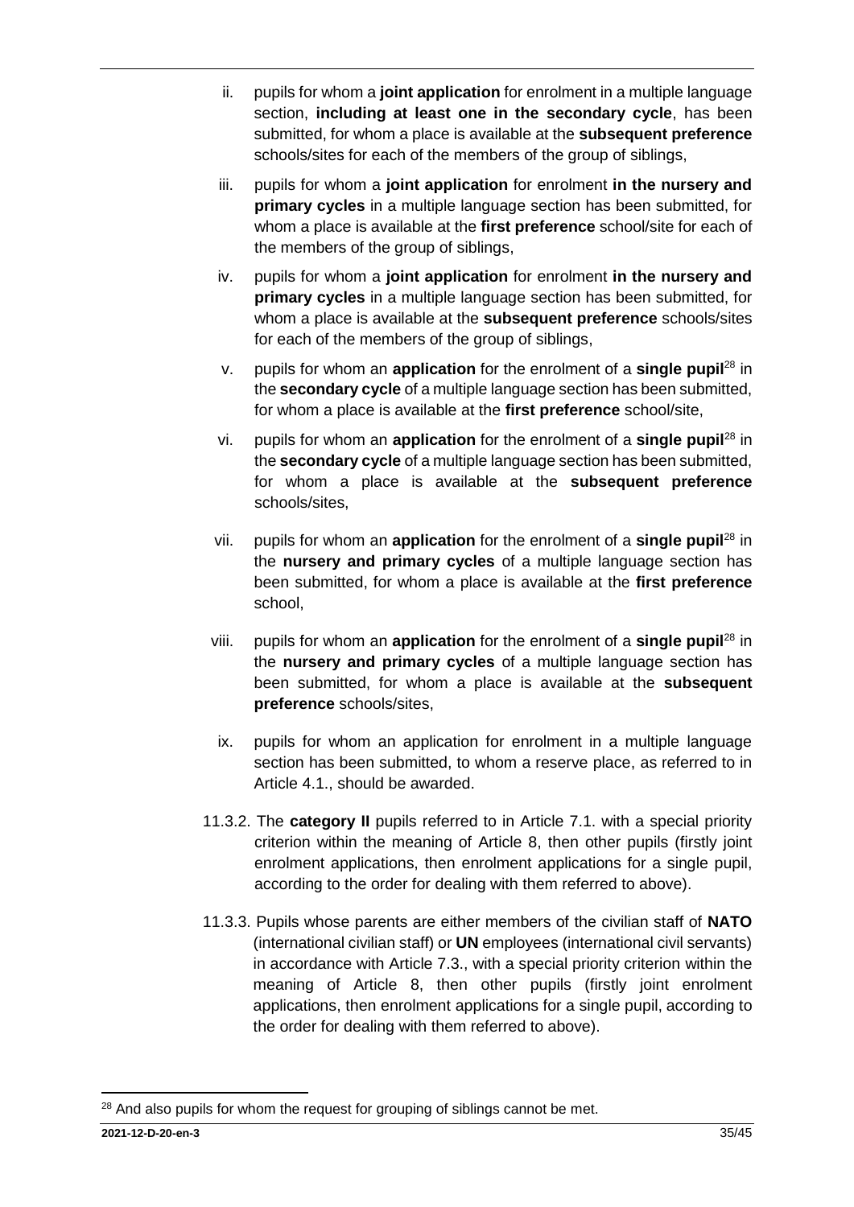ii. pupils for whom a **joint application** for enrolment in a multiple language section, **including at least one in the secondary cycle**, has been submitted, for whom a place is available at the **subsequent preference** schools/sites for each of the members of the group of siblings,

iii. pupils for whom a **joint application** for enrolment **in the nursery and primary cycles** in a multiple language section has been submitted, for whom a place is available at the **first preference** school/site for each of the members of the group of siblings,

iv. pupils for whom a **joint application** for enrolment **in the nursery and primary cycles** in a multiple language section has been submitted, for whom a place is available at the **subsequent preference** schools/sites for each of the members of the group of siblings,

v. pupils for whom an **application** for the enrolment of a **single pupil**[28] in the **secondary cycle** of a multiple language section has been submitted, for whom a place is available at the **first preference** school/site,

vi. pupils for whom an **application** for the enrolment of a **single pupil**[28] in the **secondary cycle** of a multiple language section has been submitted, for whom a place is available at the **subsequent preference** schools/sites,

vii. pupils for whom an **application** for the enrolment of a **single pupil**[28] in the **nursery and primary cycles** of a multiple language section has been submitted, for whom a place is available at the **first preference** school,

viii. pupils for whom an **application** for the enrolment of a **single pupil**[28] in the **nursery and primary cycles** of a multiple language section has been submitted, for whom a place is available at the **subsequent preference** schools/sites,

ix. pupils for whom an application for enrolment in a multiple language section has been submitted, to whom a reserve place, as referred to in Article 4.1., should be awarded.

11.3.2. The **category II** pupils referred to in Article 7.1. with a special priority criterion within the meaning of Article 8, then other pupils (firstly joint enrolment applications, then enrolment applications for a single pupil, according to the order for dealing with them referred to above).

11.3.3. Pupils whose parents are either members of the civilian staff of **NATO** (international civilian staff) or **UN** employees (international civil servants) in accordance with Article 7.3., with a special priority criterion within the meaning of Article 8, then other pupils (firstly joint enrolment applications, then enrolment applications for a single pupil, according to the order for dealing with them referred to above).

---

[28] And also pupils for whom the request for grouping of siblings cannot be met.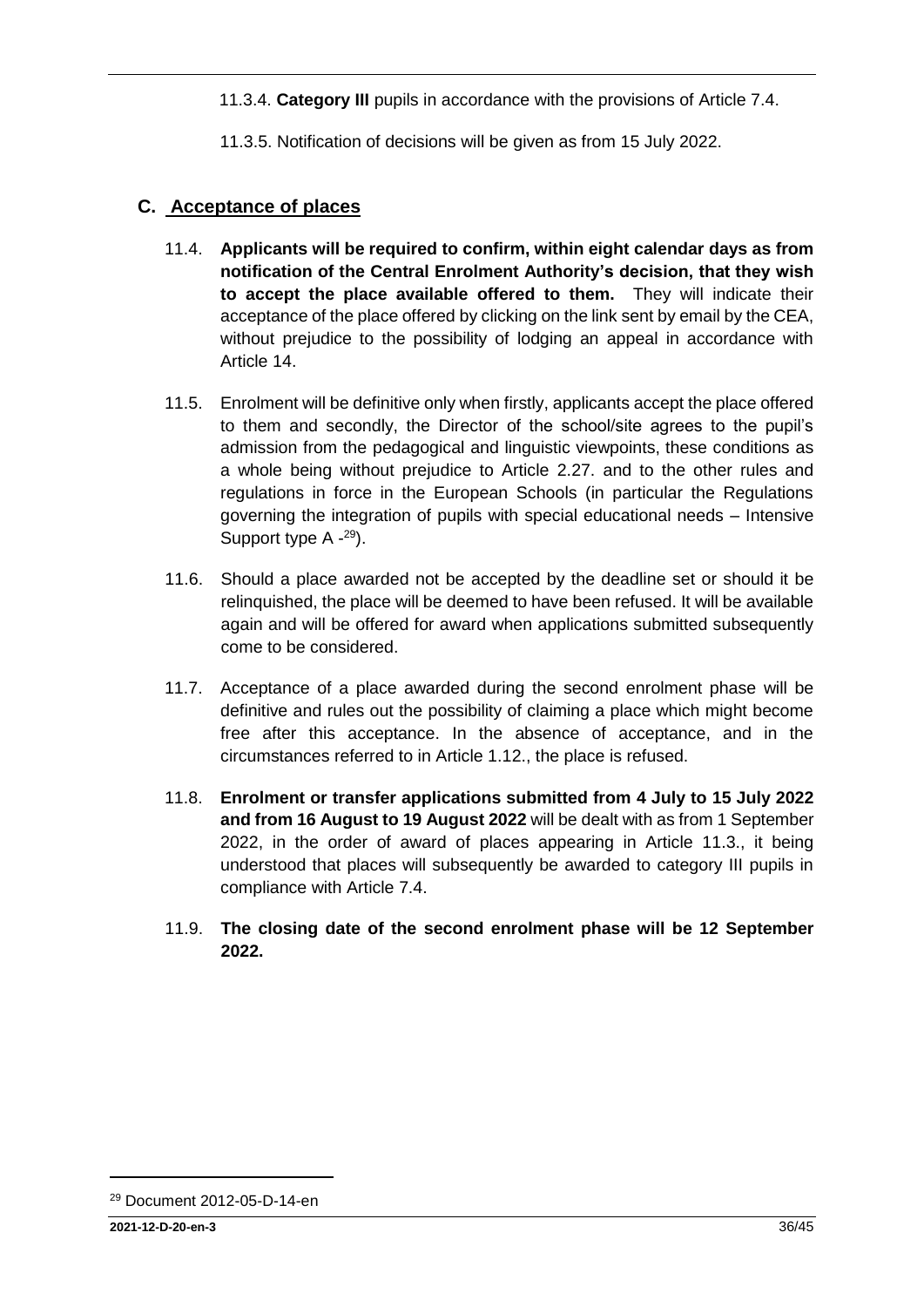11.3.4. **Category III** pupils in accordance with the provisions of Article 7.4.

11.3.5. Notification of decisions will be given as from 15 July 2022.

## C. Acceptance of places

11.4. **Applicants will be required to confirm, within eight calendar days as from notification of the Central Enrolment Authority's decision, that they wish to accept the place available offered to them.** They will indicate their acceptance of the place offered by clicking on the link sent by email by the CEA, without prejudice to the possibility of lodging an appeal in accordance with Article 14.

11.5. Enrolment will be definitive only when firstly, applicants accept the place offered to them and secondly, the Director of the school/site agrees to the pupil's admission from the pedagogical and linguistic viewpoints, these conditions as a whole being without prejudice to Article 2.27. and to the other rules and regulations in force in the European Schools (in particular the Regulations governing the integration of pupils with special educational needs – Intensive Support type A -[29]).

11.6. Should a place awarded not be accepted by the deadline set or should it be relinquished, the place will be deemed to have been refused. It will be available again and will be offered for award when applications submitted subsequently come to be considered.

11.7. Acceptance of a place awarded during the second enrolment phase will be definitive and rules out the possibility of claiming a place which might become free after this acceptance. In the absence of acceptance, and in the circumstances referred to in Article 1.12., the place is refused.

11.8. **Enrolment or transfer applications submitted from 4 July to 15 July 2022 and from 16 August to 19 August 2022** will be dealt with as from 1 September 2022, in the order of award of places appearing in Article 11.3., it being understood that places will subsequently be awarded to category III pupils in compliance with Article 7.4.

11.9. **The closing date of the second enrolment phase will be 12 September 2022.**

[29] Document 2012-05-D-14-en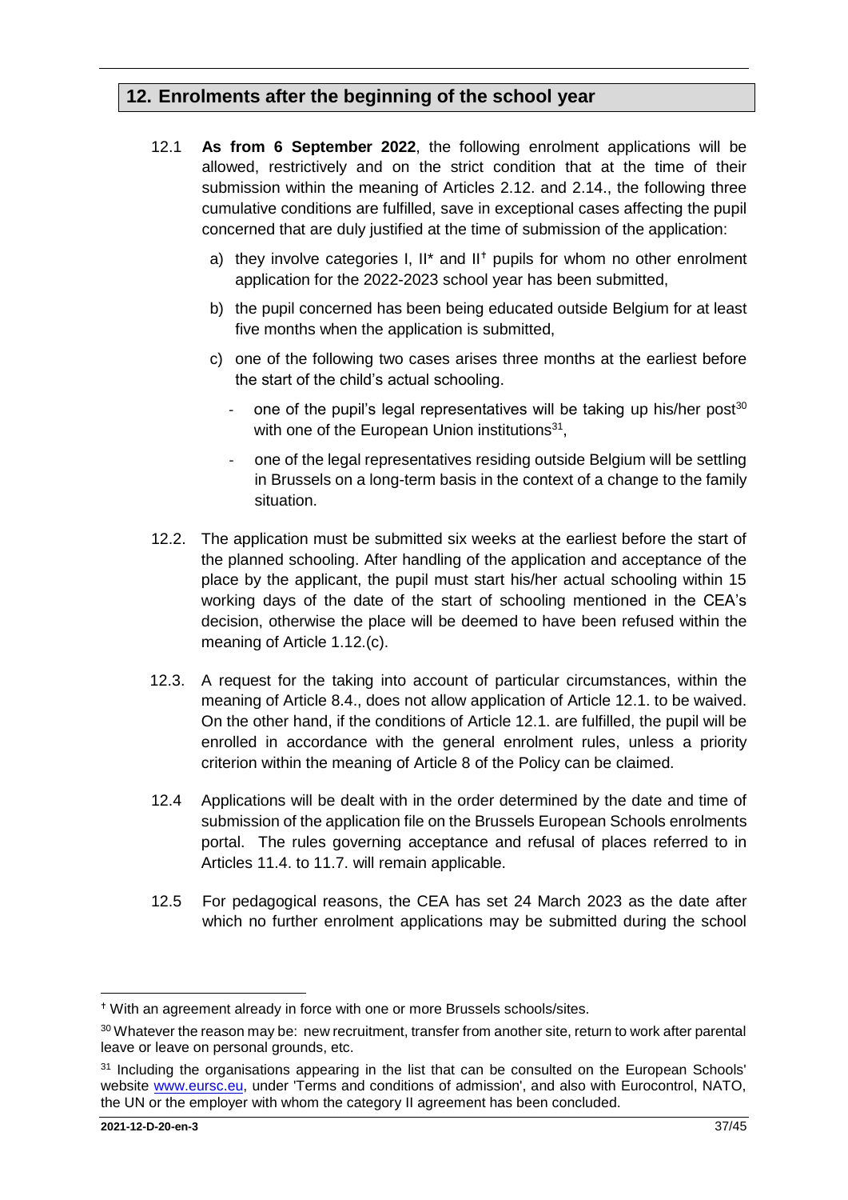## 12. Enrolments after the beginning of the school year

12.1 **As from 6 September 2022**, the following enrolment applications will be allowed, restrictively and on the strict condition that at the time of their submission within the meaning of Articles 2.12. and 2.14., the following three cumulative conditions are fulfilled, save in exceptional cases affecting the pupil concerned that are duly justified at the time of submission of the application:

a) they involve categories I, II* and II† pupils for whom no other enrolment application for the 2022-2023 school year has been submitted,

b) the pupil concerned has been being educated outside Belgium for at least five months when the application is submitted,

c) one of the following two cases arises three months at the earliest before the start of the child's actual schooling.

- one of the pupil's legal representatives will be taking up his/her post[30] with one of the European Union institutions[31],
- one of the legal representatives residing outside Belgium will be settling in Brussels on a long-term basis in the context of a change to the family situation.

12.2. The application must be submitted six weeks at the earliest before the start of the planned schooling. After handling of the application and acceptance of the place by the applicant, the pupil must start his/her actual schooling within 15 working days of the date of the start of schooling mentioned in the CEA's decision, otherwise the place will be deemed to have been refused within the meaning of Article 1.12.(c).

12.3. A request for the taking into account of particular circumstances, within the meaning of Article 8.4., does not allow application of Article 12.1. to be waived. On the other hand, if the conditions of Article 12.1. are fulfilled, the pupil will be enrolled in accordance with the general enrolment rules, unless a priority criterion within the meaning of Article 8 of the Policy can be claimed.

12.4 Applications will be dealt with in the order determined by the date and time of submission of the application file on the Brussels European Schools enrolments portal. The rules governing acceptance and refusal of places referred to in Articles 11.4. to 11.7. will remain applicable.

12.5 For pedagogical reasons, the CEA has set 24 March 2023 as the date after which no further enrolment applications may be submitted during the school

---

† With an agreement already in force with one or more Brussels schools/sites.

[30] Whatever the reason may be: new recruitment, transfer from another site, return to work after parental leave or leave on personal grounds, etc.

[31] Including the organisations appearing in the list that can be consulted on the European Schools' website www.eursc.eu, under 'Terms and conditions of admission', and also with Eurocontrol, NATO, the UN or the employer with whom the category II agreement has been concluded.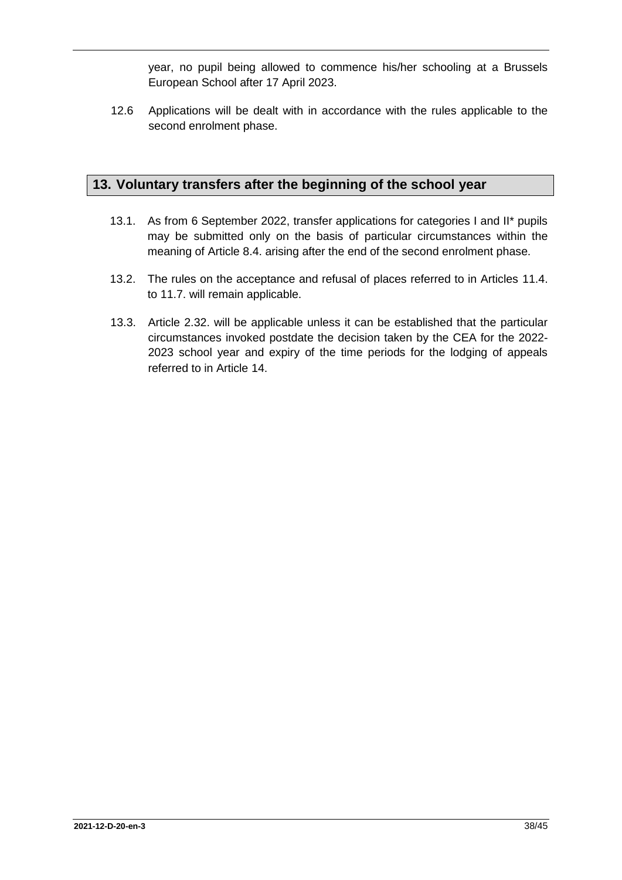year, no pupil being allowed to commence his/her schooling at a Brussels European School after 17 April 2023.

12.6 Applications will be dealt with in accordance with the rules applicable to the second enrolment phase.

## 13. Voluntary transfers after the beginning of the school year

13.1. As from 6 September 2022, transfer applications for categories I and II* pupils may be submitted only on the basis of particular circumstances within the meaning of Article 8.4. arising after the end of the second enrolment phase.

13.2. The rules on the acceptance and refusal of places referred to in Articles 11.4. to 11.7. will remain applicable.

13.3. Article 2.32. will be applicable unless it can be established that the particular circumstances invoked postdate the decision taken by the CEA for the 2022-2023 school year and expiry of the time periods for the lodging of appeals referred to in Article 14.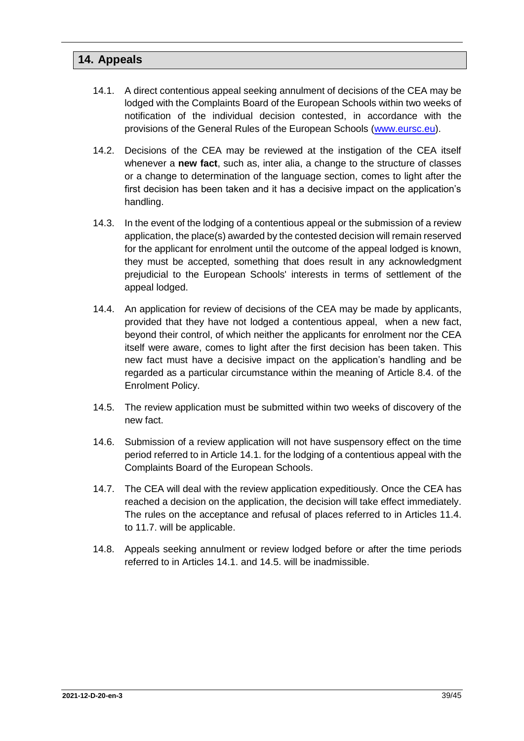## 14. Appeals

14.1. A direct contentious appeal seeking annulment of decisions of the CEA may be lodged with the Complaints Board of the European Schools within two weeks of notification of the individual decision contested, in accordance with the provisions of the General Rules of the European Schools (www.eursc.eu).

14.2. Decisions of the CEA may be reviewed at the instigation of the CEA itself whenever a **new fact**, such as, inter alia, a change to the structure of classes or a change to determination of the language section, comes to light after the first decision has been taken and it has a decisive impact on the application's handling.

14.3. In the event of the lodging of a contentious appeal or the submission of a review application, the place(s) awarded by the contested decision will remain reserved for the applicant for enrolment until the outcome of the appeal lodged is known, they must be accepted, something that does result in any acknowledgment prejudicial to the European Schools' interests in terms of settlement of the appeal lodged.

14.4. An application for review of decisions of the CEA may be made by applicants, provided that they have not lodged a contentious appeal, when a new fact, beyond their control, of which neither the applicants for enrolment nor the CEA itself were aware, comes to light after the first decision has been taken. This new fact must have a decisive impact on the application's handling and be regarded as a particular circumstance within the meaning of Article 8.4. of the Enrolment Policy.

14.5. The review application must be submitted within two weeks of discovery of the new fact.

14.6. Submission of a review application will not have suspensory effect on the time period referred to in Article 14.1. for the lodging of a contentious appeal with the Complaints Board of the European Schools.

14.7. The CEA will deal with the review application expeditiously. Once the CEA has reached a decision on the application, the decision will take effect immediately. The rules on the acceptance and refusal of places referred to in Articles 11.4. to 11.7. will be applicable.

14.8. Appeals seeking annulment or review lodged before or after the time periods referred to in Articles 14.1. and 14.5. will be inadmissible.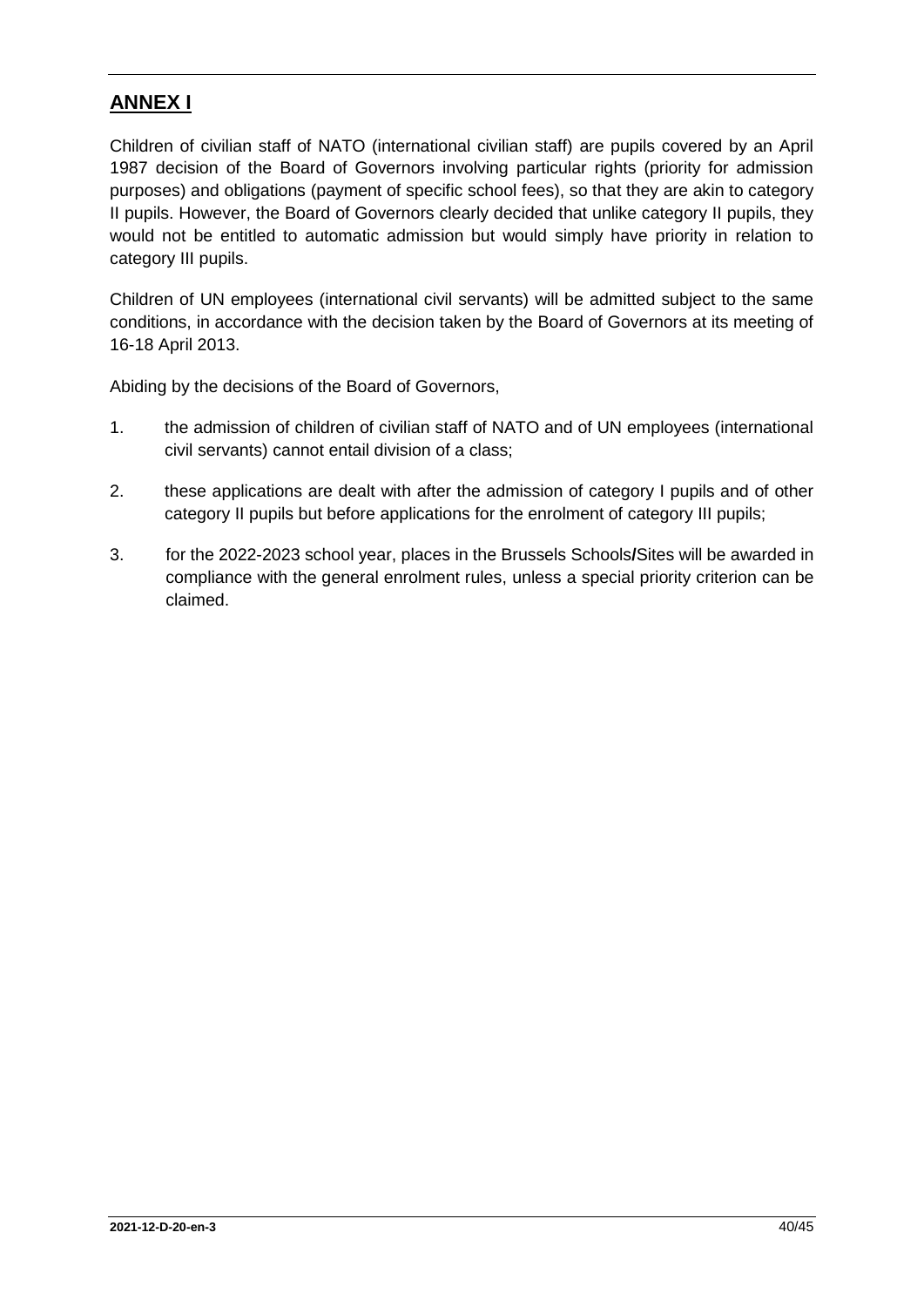## ANNEX I

Children of civilian staff of NATO (international civilian staff) are pupils covered by an April 1987 decision of the Board of Governors involving particular rights (priority for admission purposes) and obligations (payment of specific school fees), so that they are akin to category II pupils. However, the Board of Governors clearly decided that unlike category II pupils, they would not be entitled to automatic admission but would simply have priority in relation to category III pupils.

Children of UN employees (international civil servants) will be admitted subject to the same conditions, in accordance with the decision taken by the Board of Governors at its meeting of 16-18 April 2013.

Abiding by the decisions of the Board of Governors,

1. the admission of children of civilian staff of NATO and of UN employees (international civil servants) cannot entail division of a class;
2. these applications are dealt with after the admission of category I pupils and of other category II pupils but before applications for the enrolment of category III pupils;
3. for the 2022-2023 school year, places in the Brussels Schools/Sites will be awarded in compliance with the general enrolment rules, unless a special priority criterion can be claimed.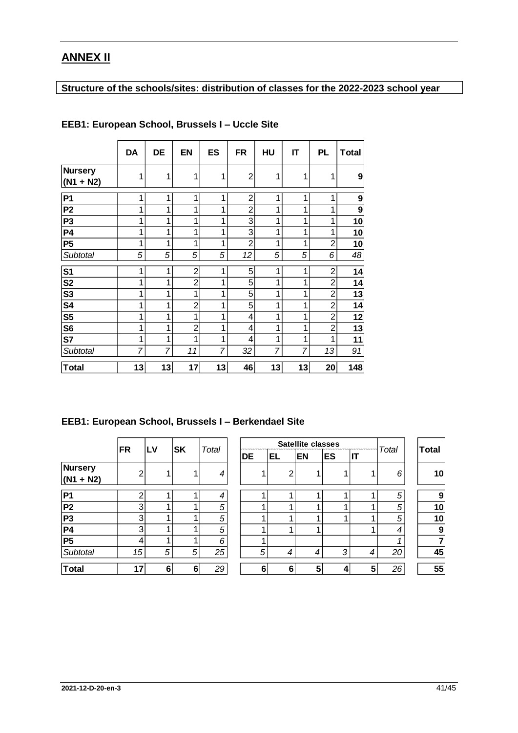# ANNEX II

**Structure of the schools/sites: distribution of classes for the 2022-2023 school year**

### EEB1: European School, Brussels I – Uccle Site

| | DA | DE | EN | ES | FR | HU | IT | PL | Total |
|---|---|---|---|---|---|---|---|---|---|
| **Nursery (N1 + N2)** | 1 | 1 | 1 | 1 | 2 | 1 | 1 | 1 | **9** |
| **P1** | 1 | 1 | 1 | 1 | 2 | 1 | 1 | 1 | **9** |
| **P2** | 1 | 1 | 1 | 1 | 2 | 1 | 1 | 1 | **9** |
| **P3** | 1 | 1 | 1 | 1 | 3 | 1 | 1 | 1 | **10** |
| **P4** | 1 | 1 | 1 | 1 | 3 | 1 | 1 | 1 | **10** |
| **P5** | 1 | 1 | 1 | 1 | 2 | 1 | 1 | 2 | **10** |
| *Subtotal* | *5* | *5* | *5* | *5* | *12* | *5* | *5* | *6* | *48* |
| **S1** | 1 | 1 | 2 | 1 | 5 | 1 | 1 | 2 | **14** |
| **S2** | 1 | 1 | 2 | 1 | 5 | 1 | 1 | 2 | **14** |
| **S3** | 1 | 1 | 1 | 1 | 5 | 1 | 1 | 2 | **13** |
| **S4** | 1 | 1 | 2 | 1 | 5 | 1 | 1 | 2 | **14** |
| **S5** | 1 | 1 | 1 | 1 | 4 | 1 | 1 | 2 | **12** |
| **S6** | 1 | 1 | 2 | 1 | 4 | 1 | 1 | 2 | **13** |
| **S7** | 1 | 1 | 1 | 1 | 4 | 1 | 1 | 1 | **11** |
| *Subtotal* | *7* | *7* | *11* | *7* | *32* | *7* | *7* | *13* | *91* |
| **Total** | **13** | **13** | **17** | **13** | **46** | **13** | **13** | **20** | **148** |

### EEB1: European School, Brussels I – Berkendael Site

| | FR | LV | SK | *Total* | Satellite classes | | | | | *Total* | **Total** |
|---|---|---|---|---|---|---|---|---|---|---|---|
| | | | | | DE | EL | EN | ES | IT | | |
| **Nursery (N1 + N2)** | 2 | 1 | 1 | *4* | 1 | 2 | 1 | 1 | 1 | *6* | **10** |
| **P1** | 2 | 1 | 1 | *4* | 1 | 1 | 1 | 1 | 1 | *5* | **9** |
| **P2** | 3 | 1 | 1 | *5* | 1 | 1 | 1 | 1 | 1 | *5* | **10** |
| **P3** | 3 | 1 | 1 | *5* | 1 | 1 | 1 | 1 | 1 | *5* | **10** |
| **P4** | 3 | 1 | 1 | *5* | 1 | 1 | 1 | | 1 | *4* | **9** |
| **P5** | 4 | 1 | 1 | *6* | 1 | | | | | *1* | **7** |
| *Subtotal* | *15* | *5* | *5* | *25* | *5* | *4* | *4* | *3* | *4* | *20* | *45* |
| **Total** | **17** | **6** | **6** | *29* | **6** | **6** | **5** | **4** | **5** | *26* | **55** |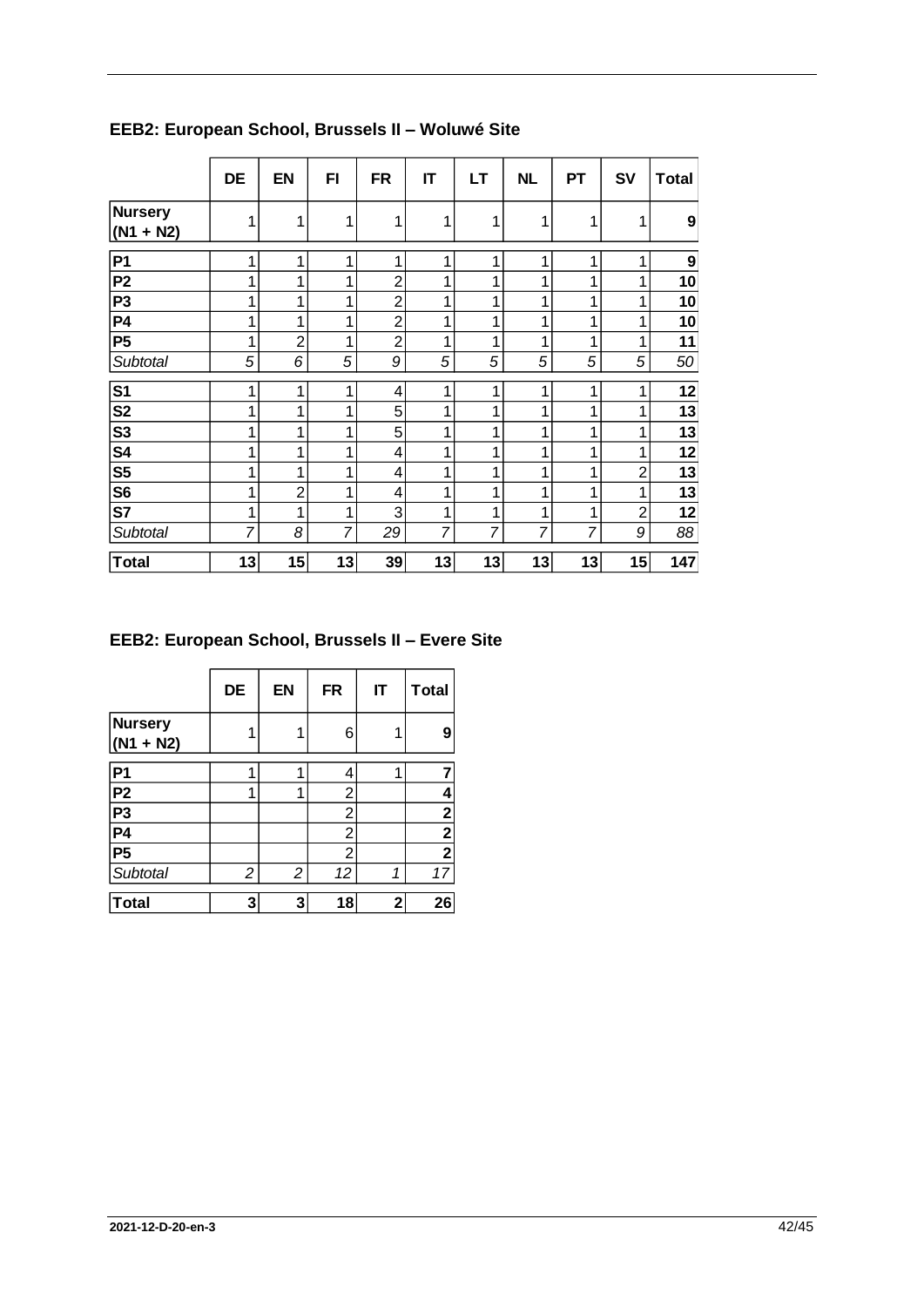## EEB2: European School, Brussels II – Woluwé Site

| | DE | EN | FI | FR | IT | LT | NL | PT | SV | Total |
|---|---|---|---|---|---|---|---|---|---|---|
| **Nursery (N1 + N2)** | 1 | 1 | 1 | 1 | 1 | 1 | 1 | 1 | 1 | **9** |
| **P1** | 1 | 1 | 1 | 1 | 1 | 1 | 1 | 1 | 1 | **9** |
| **P2** | 1 | 1 | 1 | 2 | 1 | 1 | 1 | 1 | 1 | **10** |
| **P3** | 1 | 1 | 1 | 2 | 1 | 1 | 1 | 1 | 1 | **10** |
| **P4** | 1 | 1 | 1 | 2 | 1 | 1 | 1 | 1 | 1 | **10** |
| **P5** | 1 | 2 | 1 | 2 | 1 | 1 | 1 | 1 | 1 | **11** |
| *Subtotal* | *5* | *6* | *5* | *9* | *5* | *5* | *5* | *5* | *5* | *50* |
| **S1** | 1 | 1 | 1 | 4 | 1 | 1 | 1 | 1 | 1 | **12** |
| **S2** | 1 | 1 | 1 | 5 | 1 | 1 | 1 | 1 | 1 | **13** |
| **S3** | 1 | 1 | 1 | 5 | 1 | 1 | 1 | 1 | 1 | **13** |
| **S4** | 1 | 1 | 1 | 4 | 1 | 1 | 1 | 1 | 1 | **12** |
| **S5** | 1 | 1 | 1 | 4 | 1 | 1 | 1 | 1 | 2 | **13** |
| **S6** | 1 | 2 | 1 | 4 | 1 | 1 | 1 | 1 | 1 | **13** |
| **S7** | 1 | 1 | 1 | 3 | 1 | 1 | 1 | 1 | 2 | **12** |
| *Subtotal* | *7* | *8* | *7* | *29* | *7* | *7* | *7* | *7* | *9* | *88* |
| **Total** | **13** | **15** | **13** | **39** | **13** | **13** | **13** | **13** | **15** | **147** |

## EEB2: European School, Brussels II – Evere Site

| | DE | EN | FR | IT | Total |
|---|---|---|---|---|---|
| **Nursery (N1 + N2)** | 1 | 1 | 6 | 1 | **9** |
| **P1** | 1 | 1 | 4 | 1 | **7** |
| **P2** | 1 | 1 | 2 | | **4** |
| **P3** | | | 2 | | **2** |
| **P4** | | | 2 | | **2** |
| **P5** | | | 2 | | **2** |
| *Subtotal* | *2* | *2* | *12* | *1* | *17* |
| **Total** | **3** | **3** | **18** | **2** | **26** |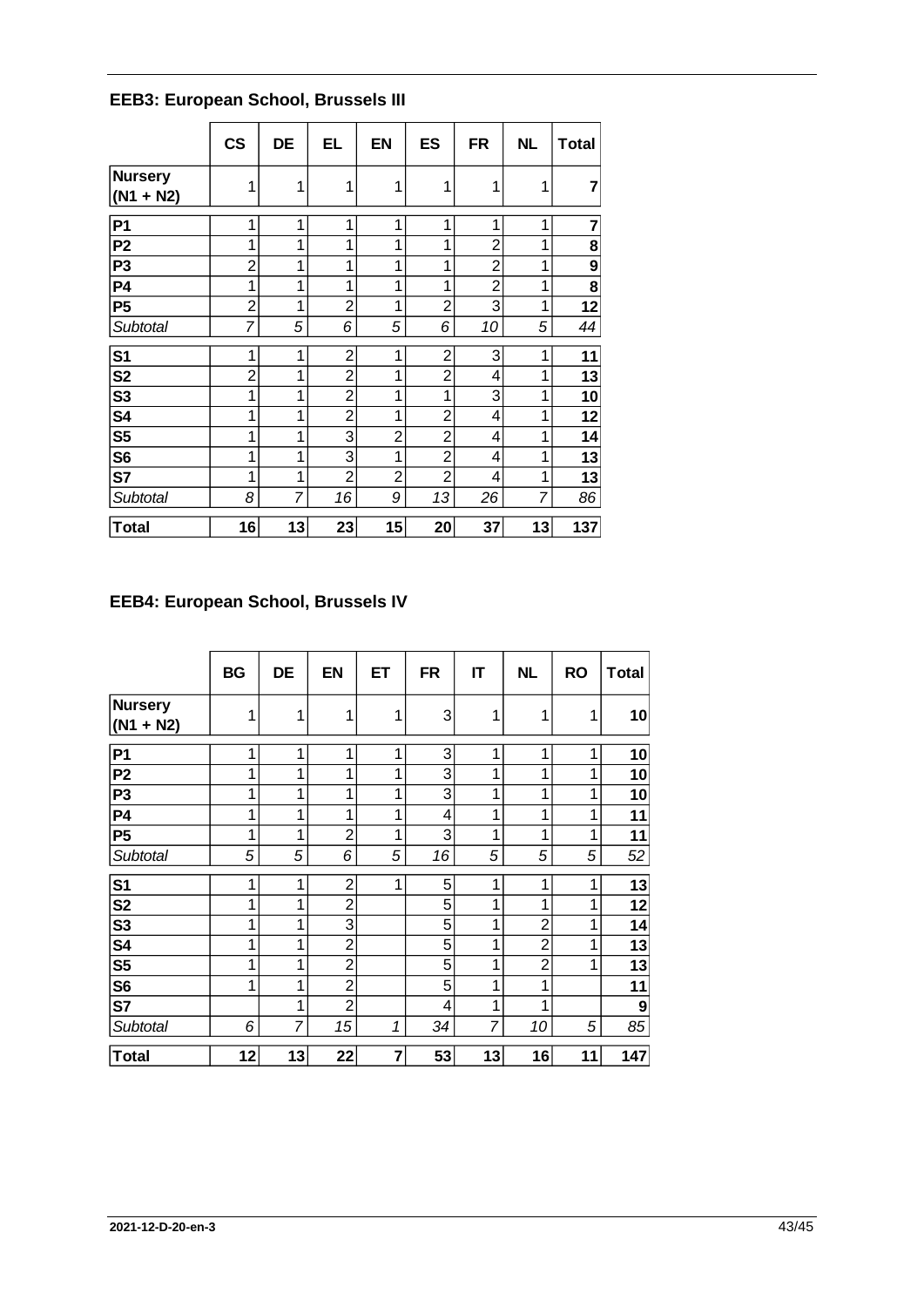## EEB3: European School, Brussels III

| | CS | DE | EL | EN | ES | FR | NL | Total |
|---|---|---|---|---|---|---|---|---|
| **Nursery (N1 + N2)** | 1 | 1 | 1 | 1 | 1 | 1 | 1 | **7** |
| **P1** | 1 | 1 | 1 | 1 | 1 | 1 | 1 | **7** |
| **P2** | 1 | 1 | 1 | 1 | 1 | 2 | 1 | **8** |
| **P3** | 2 | 1 | 1 | 1 | 1 | 2 | 1 | **9** |
| **P4** | 1 | 1 | 1 | 1 | 1 | 2 | 1 | **8** |
| **P5** | 2 | 1 | 2 | 1 | 2 | 3 | 1 | **12** |
| *Subtotal* | *7* | *5* | *6* | *5* | *6* | *10* | *5* | *44* |
| **S1** | 1 | 1 | 2 | 1 | 2 | 3 | 1 | **11** |
| **S2** | 2 | 1 | 2 | 1 | 2 | 4 | 1 | **13** |
| **S3** | 1 | 1 | 2 | 1 | 1 | 3 | 1 | **10** |
| **S4** | 1 | 1 | 2 | 1 | 2 | 4 | 1 | **12** |
| **S5** | 1 | 1 | 3 | 2 | 2 | 4 | 1 | **14** |
| **S6** | 1 | 1 | 3 | 1 | 2 | 4 | 1 | **13** |
| **S7** | 1 | 1 | 2 | 2 | 2 | 4 | 1 | **13** |
| *Subtotal* | *8* | *7* | *16* | *9* | *13* | *26* | *7* | *86* |
| **Total** | **16** | **13** | **23** | **15** | **20** | **37** | **13** | **137** |

## EEB4: European School, Brussels IV

| | BG | DE | EN | ET | FR | IT | NL | RO | Total |
|---|---|---|---|---|---|---|---|---|---|
| **Nursery (N1 + N2)** | 1 | 1 | 1 | 1 | 3 | 1 | 1 | 1 | **10** |
| **P1** | 1 | 1 | 1 | 1 | 3 | 1 | 1 | 1 | **10** |
| **P2** | 1 | 1 | 1 | 1 | 3 | 1 | 1 | 1 | **10** |
| **P3** | 1 | 1 | 1 | 1 | 3 | 1 | 1 | 1 | **10** |
| **P4** | 1 | 1 | 1 | 1 | 4 | 1 | 1 | 1 | **11** |
| **P5** | 1 | 1 | 2 | 1 | 3 | 1 | 1 | 1 | **11** |
| *Subtotal* | *5* | *5* | *6* | *5* | *16* | *5* | *5* | *5* | *52* |
| **S1** | 1 | 1 | 2 | 1 | 5 | 1 | 1 | 1 | **13** |
| **S2** | 1 | 1 | 2 | | 5 | 1 | 1 | 1 | **12** |
| **S3** | 1 | 1 | 3 | | 5 | 1 | 2 | 1 | **14** |
| **S4** | 1 | 1 | 2 | | 5 | 1 | 2 | 1 | **13** |
| **S5** | 1 | 1 | 2 | | 5 | 1 | 2 | 1 | **13** |
| **S6** | 1 | 1 | 2 | | 5 | 1 | 1 | | **11** |
| **S7** | | 1 | 2 | | 4 | 1 | 1 | | **9** |
| *Subtotal* | *6* | *7* | *15* | *1* | *34* | *7* | *10* | *5* | *85* |
| **Total** | **12** | **13** | **22** | **7** | **53** | **13** | **16** | **11** | **147** |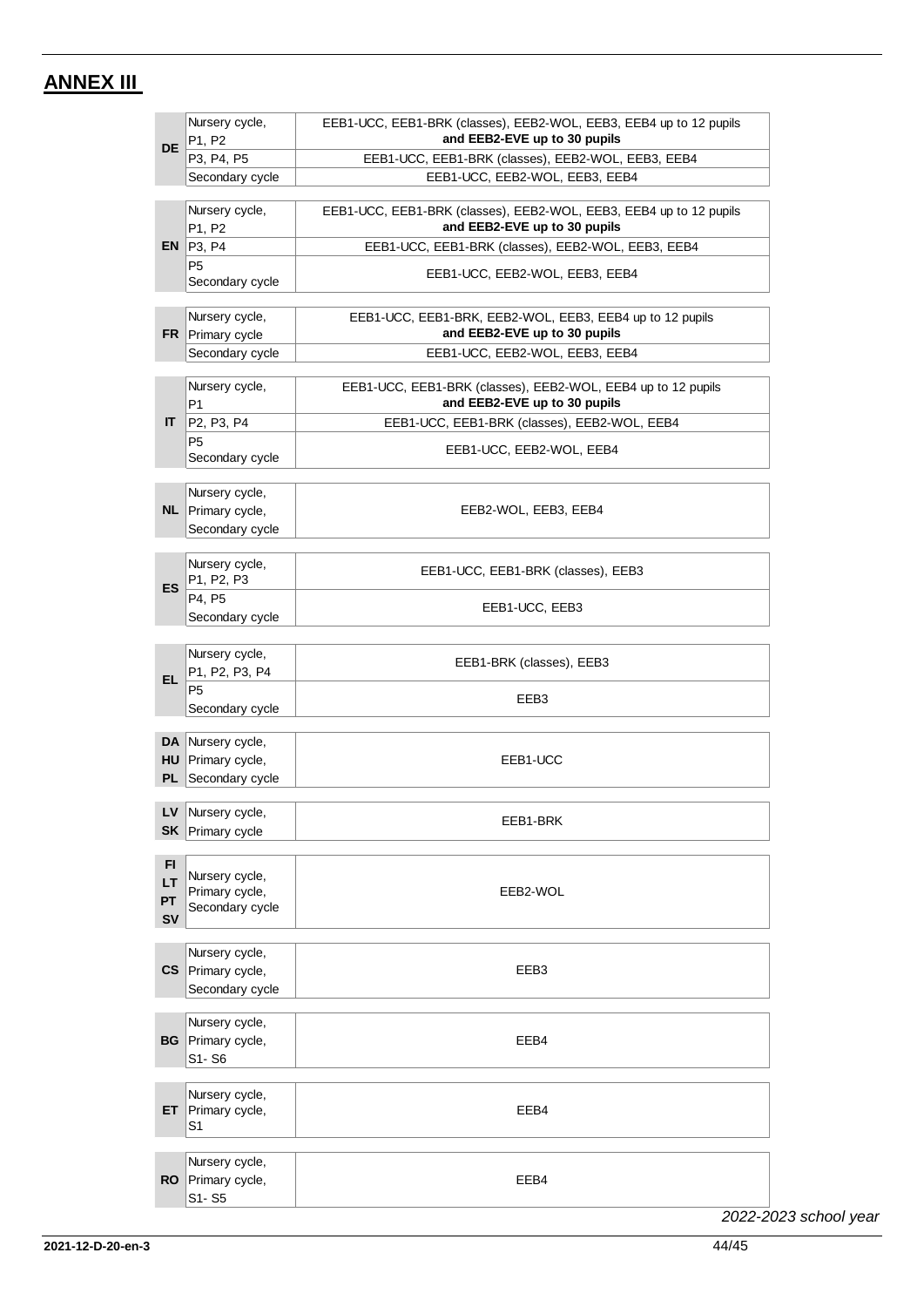# ANNEX III

| Language | Cycle | Schools |
|---|---|---|
| DE | Nursery cycle, P1, P2 | EEB1-UCC, EEB1-BRK (classes), EEB2-WOL, EEB3, EEB4 up to 12 pupils **and EEB2-EVE up to 30 pupils** |
| | P3, P4, P5 | EEB1-UCC, EEB1-BRK (classes), EEB2-WOL, EEB3, EEB4 |
| | Secondary cycle | EEB1-UCC, EEB2-WOL, EEB3, EEB4 |
| EN | Nursery cycle, P1, P2 | EEB1-UCC, EEB1-BRK (classes), EEB2-WOL, EEB3, EEB4 up to 12 pupils **and EEB2-EVE up to 30 pupils** |
| | P3, P4 | EEB1-UCC, EEB1-BRK (classes), EEB2-WOL, EEB3, EEB4 |
| | P5 Secondary cycle | EEB1-UCC, EEB2-WOL, EEB3, EEB4 |
| FR | Nursery cycle, Primary cycle | EEB1-UCC, EEB1-BRK, EEB2-WOL, EEB3, EEB4 up to 12 pupils **and EEB2-EVE up to 30 pupils** |
| | Secondary cycle | EEB1-UCC, EEB2-WOL, EEB3, EEB4 |
| IT | Nursery cycle, P1 | EEB1-UCC, EEB1-BRK (classes), EEB2-WOL, EEB4 up to 12 pupils **and EEB2-EVE up to 30 pupils** |
| | P2, P3, P4 | EEB1-UCC, EEB1-BRK (classes), EEB2-WOL, EEB4 |
| | P5 Secondary cycle | EEB1-UCC, EEB2-WOL, EEB4 |
| NL | Nursery cycle, Primary cycle, Secondary cycle | EEB2-WOL, EEB3, EEB4 |
| ES | Nursery cycle, P1, P2, P3 | EEB1-UCC, EEB1-BRK (classes), EEB3 |
| | P4, P5 Secondary cycle | EEB1-UCC, EEB3 |
| EL | Nursery cycle, P1, P2, P3, P4 | EEB1-BRK (classes), EEB3 |
| | P5 Secondary cycle | EEB3 |
| DA HU PL | Nursery cycle, Primary cycle, Secondary cycle | EEB1-UCC |
| LV SK | Nursery cycle, Primary cycle | EEB1-BRK |
| FI LT PT SV | Nursery cycle, Primary cycle, Secondary cycle | EEB2-WOL |
| CS | Nursery cycle, Primary cycle, Secondary cycle | EEB3 |
| BG | Nursery cycle, Primary cycle, S1- S6 | EEB4 |
| ET | Nursery cycle, Primary cycle, S1 | EEB4 |
| RO | Nursery cycle, Primary cycle, S1- S5 | EEB4 |

*2022-2023 school year*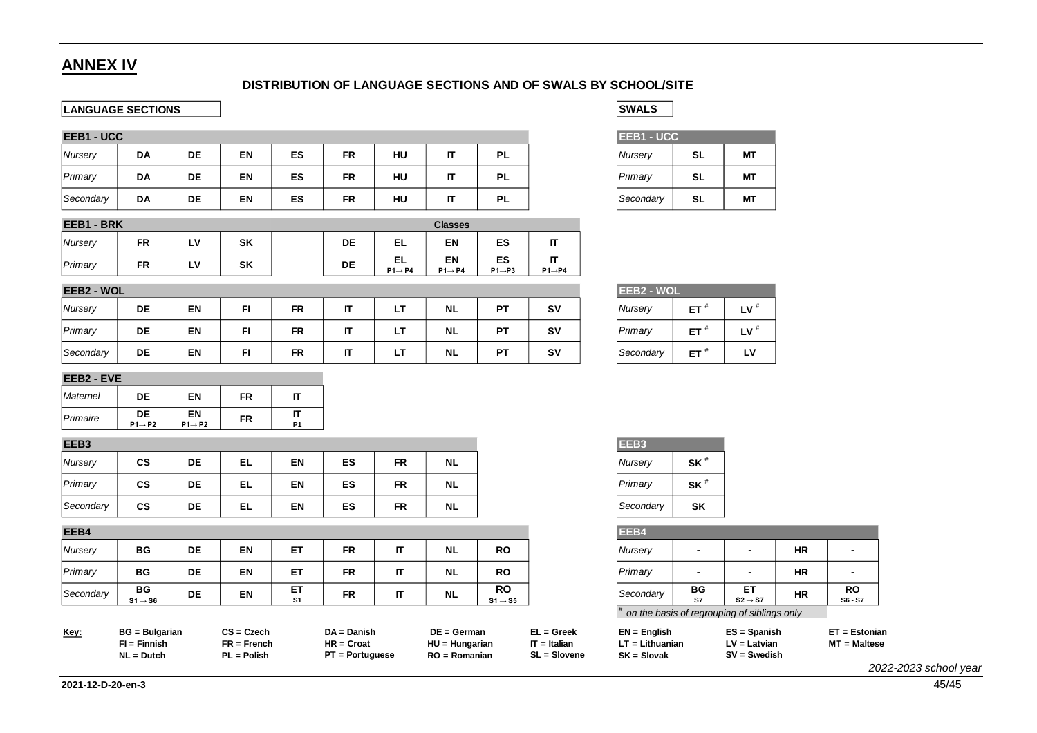# ANNEX IV

## DISTRIBUTION OF LANGUAGE SECTIONS AND OF SWALS BY SCHOOL/SITE

### LANGUAGE SECTIONS

**EEB1 - UCC**

| EEB1 - UCC | | | | | | | | |
|---|---|---|---|---|---|---|---|---|
| *Nursery* | DA | DE | EN | ES | FR | HU | IT | PL |
| *Primary* | DA | DE | EN | ES | FR | HU | IT | PL |
| *Secondary* | DA | DE | EN | ES | FR | HU | IT | PL |

**EEB1 - BRK**

| EEB1 - BRK | | | | | Classes | | | | |
|---|---|---|---|---|---|---|---|---|---|
| *Nursery* | FR | LV | SK | DE | EL | EN | ES | IT |
| *Primary* | FR | LV | SK | DE | EL P1→ P4 | EN P1→ P4 | ES P1→P3 | IT P1→P4 |

**EEB2 - WOL**

| EEB2 - WOL | | | | | | | | | |
|---|---|---|---|---|---|---|---|---|---|
| *Nursery* | DE | EN | FI | FR | IT | LT | NL | PT | SV |
| *Primary* | DE | EN | FI | FR | IT | LT | NL | PT | SV |
| *Secondary* | DE | EN | FI | FR | IT | LT | NL | PT | SV |

**EEB2 - EVE**

| EEB2 - EVE | | | | |
|---|---|---|---|---|
| *Maternel* | DE | EN | FR | IT |
| *Primaire* | DE P1→ P2 | EN P1→ P2 | FR | IT P1 |

**EEB3**

| EEB3 | | | | | | | |
|---|---|---|---|---|---|---|---|
| *Nursery* | CS | DE | EL | EN | ES | FR | NL |
| *Primary* | CS | DE | EL | EN | ES | FR | NL |
| *Secondary* | CS | DE | EL | EN | ES | FR | NL |

**EEB4**

| EEB4 | | | | | | | | |
|---|---|---|---|---|---|---|---|---|
| *Nursery* | BG | DE | EN | ET | FR | IT | NL | RO |
| *Primary* | BG | DE | EN | ET | FR | IT | NL | RO |
| *Secondary* | BG S1 → S6 | DE | EN | ET S1 | FR | IT | NL | RO S1 → S5 |

### SWALS

| EEB1 - UCC | | |
|---|---|---|
| *Nursery* | SL | MT |
| *Primary* | SL | MT |
| *Secondary* | SL | MT |

| EEB2 - WOL | | |
|---|---|---|
| *Nursery* | ET # | LV # |
| *Primary* | ET # | LV # |
| *Secondary* | ET # | LV |

| EEB3 | |
|---|---|
| *Nursery* | SK # |
| *Primary* | SK # |
| *Secondary* | SK |

| EEB4 | | | | |
|---|---|---|---|---|
| *Nursery* | - | - | HR | - |
| *Primary* | - | - | HR | - |
| *Secondary* | BG S7 | ET S2 → S7 | HR | RO S6 - S7 |

# *on the basis of regrouping of siblings only*

**Key:**

| | | | | |
|---|---|---|---|---|
| BG = Bulgarian | CS = Czech | DA = Danish | DE = German | EL = Greek |
| EN = English | ES = Spanish | ET = Estonian | FI = Finnish | FR = French |
| HR = Croat | HU = Hungarian | IT = Italian | LT = Lithuanian | LV = Latvian |
| MT = Maltese | NL = Dutch | PL = Polish | PT = Portuguese | RO = Romanian |
| SL = Slovene | SK = Slovak | SV = Swedish | | |

*2022-2023 school year*

2021-12-D-20-en-3